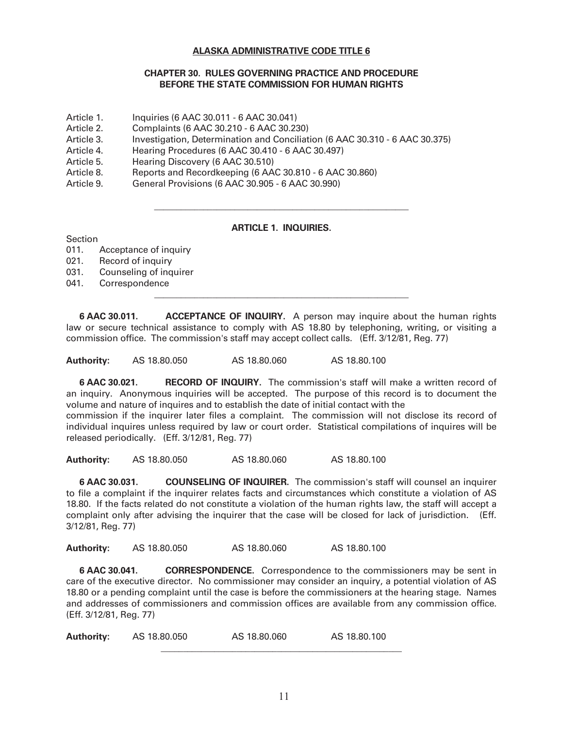# ALASKA ADMINISTRATIVE CODE TITLE 6

## CHAPTER 30. RULES GOVERNING PRACTICE AND PROCEDURE BEFORE THE STATE COMMISSION FOR HUMAN RIGHTS

Article 1. Inquiries (6 AAC 30.011 - 6 AAC 30.041)
Article 2. Complaints (6 AAC 30.210 - 6 AAC 30.230)
Article 3. Investigation, Determination and Conciliation (6 AAC 30.310 - 6 AAC 30.375)
Article 4. Hearing Procedures (6 AAC 30.410 - 6 AAC 30.497)
Article 5. Hearing Discovery (6 AAC 30.510)
Article 8. Reports and Recordkeeping (6 AAC 30.810 - 6 AAC 30.860)
Article 9. General Provisions (6 AAC 30.905 - 6 AAC 30.990)

---

### ARTICLE 1. INQUIRIES.

Section
011. Acceptance of inquiry
021. Record of inquiry
031. Counseling of inquirer
041. Correspondence

---

**6 AAC 30.011. ACCEPTANCE OF INQUIRY.** A person may inquire about the human rights law or secure technical assistance to comply with AS 18.80 by telephoning, writing, or visiting a commission office. The commission's staff may accept collect calls. (Eff. 3/12/81, Reg. 77)

**Authority:** AS 18.80.050 AS 18.80.060 AS 18.80.100

**6 AAC 30.021. RECORD OF INQUIRY.** The commission's staff will make a written record of an inquiry. Anonymous inquiries will be accepted. The purpose of this record is to document the volume and nature of inquires and to establish the date of initial contact with the commission if the inquirer later files a complaint. The commission will not disclose its record of individual inquires unless required by law or court order. Statistical compilations of inquires will be released periodically. (Eff. 3/12/81, Reg. 77)

**Authority:** AS 18.80.050 AS 18.80.060 AS 18.80.100

**6 AAC 30.031. COUNSELING OF INQUIRER.** The commission's staff will counsel an inquirer to file a complaint if the inquirer relates facts and circumstances which constitute a violation of AS 18.80. If the facts related do not constitute a violation of the human rights law, the staff will accept a complaint only after advising the inquirer that the case will be closed for lack of jurisdiction. (Eff. 3/12/81, Reg. 77)

**Authority:** AS 18.80.050 AS 18.80.060 AS 18.80.100

**6 AAC 30.041. CORRESPONDENCE.** Correspondence to the commissioners may be sent in care of the executive director. No commissioner may consider an inquiry, a potential violation of AS 18.80 or a pending complaint until the case is before the commissioners at the hearing stage. Names and addresses of commissioners and commission offices are available from any commission office. (Eff. 3/12/81, Reg. 77)

**Authority:** AS 18.80.050 AS 18.80.060 AS 18.80.100

---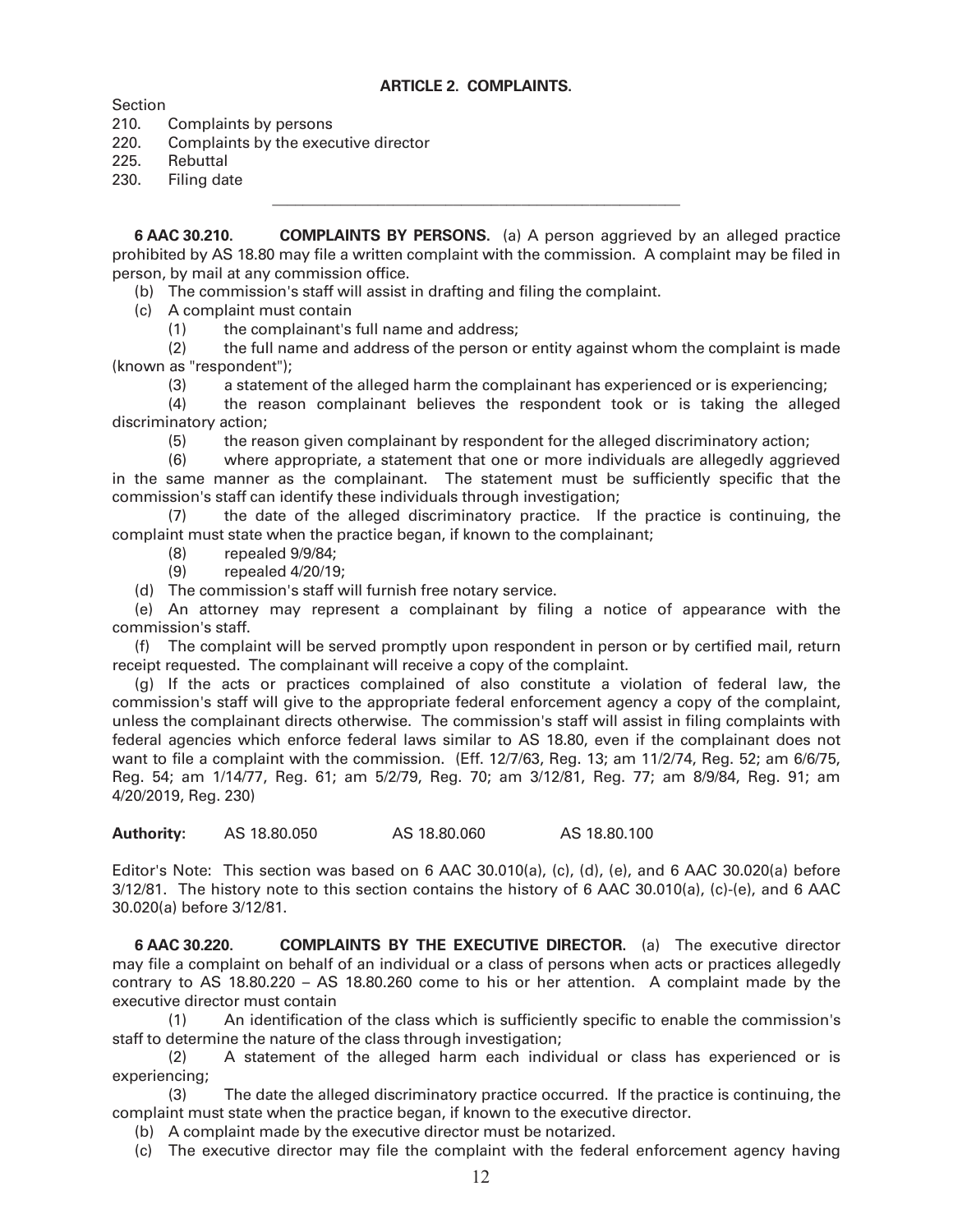## ARTICLE 2. COMPLAINTS.

Section
210. Complaints by persons
220. Complaints by the executive director
225. Rebuttal
230. Filing date

---

**6 AAC 30.210. COMPLAINTS BY PERSONS.** (a) A person aggrieved by an alleged practice prohibited by AS 18.80 may file a written complaint with the commission. A complaint may be filed in person, by mail at any commission office.

(b) The commission's staff will assist in drafting and filing the complaint.

(c) A complaint must contain

(1) the complainant's full name and address;

(2) the full name and address of the person or entity against whom the complaint is made (known as "respondent");

(3) a statement of the alleged harm the complainant has experienced or is experiencing;

(4) the reason complainant believes the respondent took or is taking the alleged discriminatory action;

(5) the reason given complainant by respondent for the alleged discriminatory action;

(6) where appropriate, a statement that one or more individuals are allegedly aggrieved in the same manner as the complainant. The statement must be sufficiently specific that the commission's staff can identify these individuals through investigation;

(7) the date of the alleged discriminatory practice. If the practice is continuing, the complaint must state when the practice began, if known to the complainant;

(8) repealed 9/9/84;

(9) repealed 4/20/19;

(d) The commission's staff will furnish free notary service.

(e) An attorney may represent a complainant by filing a notice of appearance with the commission's staff.

(f) The complaint will be served promptly upon respondent in person or by certified mail, return receipt requested. The complainant will receive a copy of the complaint.

(g) If the acts or practices complained of also constitute a violation of federal law, the commission's staff will give to the appropriate federal enforcement agency a copy of the complaint, unless the complainant directs otherwise. The commission's staff will assist in filing complaints with federal agencies which enforce federal laws similar to AS 18.80, even if the complainant does not want to file a complaint with the commission. (Eff. 12/7/63, Reg. 13; am 11/2/74, Reg. 52; am 6/6/75, Reg. 54; am 1/14/77, Reg. 61; am 5/2/79, Reg. 70; am 3/12/81, Reg. 77; am 8/9/84, Reg. 91; am 4/20/2019, Reg. 230)

**Authority:** AS 18.80.050 AS 18.80.060 AS 18.80.100

Editor's Note: This section was based on 6 AAC 30.010(a), (c), (d), (e), and 6 AAC 30.020(a) before 3/12/81. The history note to this section contains the history of 6 AAC 30.010(a), (c)-(e), and 6 AAC 30.020(a) before 3/12/81.

**6 AAC 30.220. COMPLAINTS BY THE EXECUTIVE DIRECTOR.** (a) The executive director may file a complaint on behalf of an individual or a class of persons when acts or practices allegedly contrary to AS 18.80.220 – AS 18.80.260 come to his or her attention. A complaint made by the executive director must contain

(1) An identification of the class which is sufficiently specific to enable the commission's staff to determine the nature of the class through investigation;

(2) A statement of the alleged harm each individual or class has experienced or is experiencing;

(3) The date the alleged discriminatory practice occurred. If the practice is continuing, the complaint must state when the practice began, if known to the executive director.

(b) A complaint made by the executive director must be notarized.

(c) The executive director may file the complaint with the federal enforcement agency having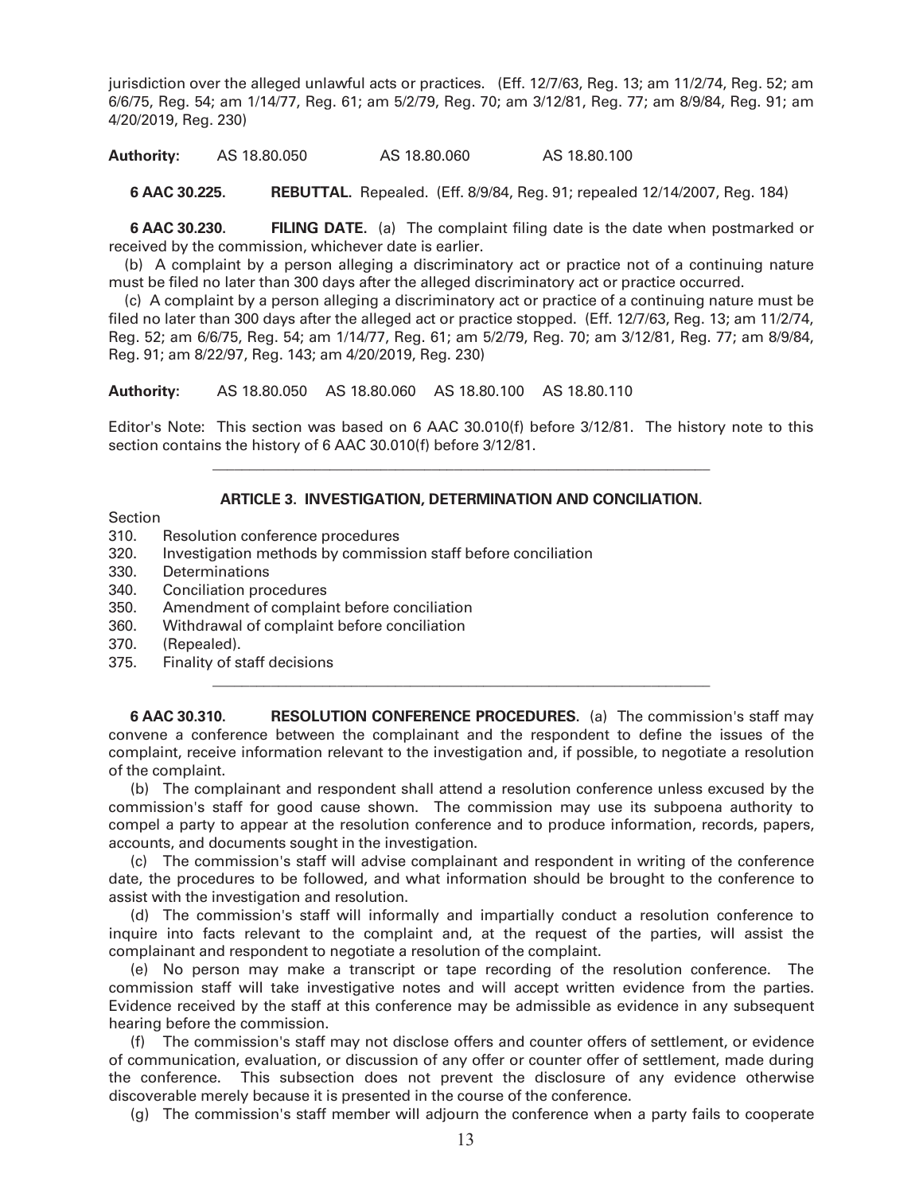jurisdiction over the alleged unlawful acts or practices. (Eff. 12/7/63, Reg. 13; am 11/2/74, Reg. 52; am 6/6/75, Reg. 54; am 1/14/77, Reg. 61; am 5/2/79, Reg. 70; am 3/12/81, Reg. 77; am 8/9/84, Reg. 91; am 4/20/2019, Reg. 230)

**Authority:** AS 18.80.050 AS 18.80.060 AS 18.80.100

**6 AAC 30.225. REBUTTAL.** Repealed. (Eff. 8/9/84, Reg. 91; repealed 12/14/2007, Reg. 184)

**6 AAC 30.230. FILING DATE.** (a) The complaint filing date is the date when postmarked or received by the commission, whichever date is earlier.

(b) A complaint by a person alleging a discriminatory act or practice not of a continuing nature must be filed no later than 300 days after the alleged discriminatory act or practice occurred.

(c) A complaint by a person alleging a discriminatory act or practice of a continuing nature must be filed no later than 300 days after the alleged act or practice stopped. (Eff. 12/7/63, Reg. 13; am 11/2/74, Reg. 52; am 6/6/75, Reg. 54; am 1/14/77, Reg. 61; am 5/2/79, Reg. 70; am 3/12/81, Reg. 77; am 8/9/84, Reg. 91; am 8/22/97, Reg. 143; am 4/20/2019, Reg. 230)

**Authority:** AS 18.80.050 AS 18.80.060 AS 18.80.100 AS 18.80.110

Editor's Note: This section was based on 6 AAC 30.010(f) before 3/12/81. The history note to this section contains the history of 6 AAC 30.010(f) before 3/12/81.

---

## ARTICLE 3. INVESTIGATION, DETERMINATION AND CONCILIATION.

Section
310. Resolution conference procedures
320. Investigation methods by commission staff before conciliation
330. Determinations
340. Conciliation procedures
350. Amendment of complaint before conciliation
360. Withdrawal of complaint before conciliation
370. (Repealed).
375. Finality of staff decisions

---

**6 AAC 30.310. RESOLUTION CONFERENCE PROCEDURES.** (a) The commission's staff may convene a conference between the complainant and the respondent to define the issues of the complaint, receive information relevant to the investigation and, if possible, to negotiate a resolution of the complaint.

(b) The complainant and respondent shall attend a resolution conference unless excused by the commission's staff for good cause shown. The commission may use its subpoena authority to compel a party to appear at the resolution conference and to produce information, records, papers, accounts, and documents sought in the investigation.

(c) The commission's staff will advise complainant and respondent in writing of the conference date, the procedures to be followed, and what information should be brought to the conference to assist with the investigation and resolution.

(d) The commission's staff will informally and impartially conduct a resolution conference to inquire into facts relevant to the complaint and, at the request of the parties, will assist the complainant and respondent to negotiate a resolution of the complaint.

(e) No person may make a transcript or tape recording of the resolution conference. The commission staff will take investigative notes and will accept written evidence from the parties. Evidence received by the staff at this conference may be admissible as evidence in any subsequent hearing before the commission.

(f) The commission's staff may not disclose offers and counter offers of settlement, or evidence of communication, evaluation, or discussion of any offer or counter offer of settlement, made during the conference. This subsection does not prevent the disclosure of any evidence otherwise discoverable merely because it is presented in the course of the conference.

(g) The commission's staff member will adjourn the conference when a party fails to cooperate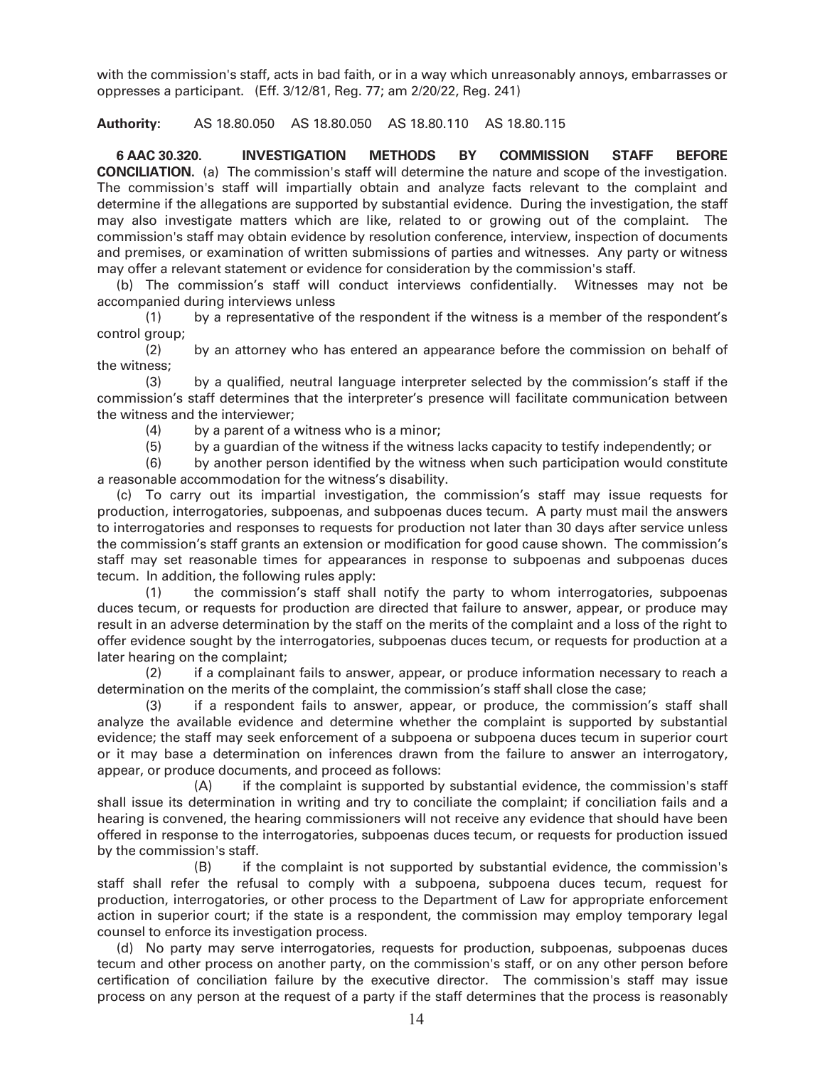with the commission's staff, acts in bad faith, or in a way which unreasonably annoys, embarrasses or oppresses a participant. (Eff. 3/12/81, Reg. 77; am 2/20/22, Reg. 241)

**Authority:** AS 18.80.050 AS 18.80.050 AS 18.80.110 AS 18.80.115

**6 AAC 30.320. INVESTIGATION METHODS BY COMMISSION STAFF BEFORE CONCILIATION.** (a) The commission's staff will determine the nature and scope of the investigation. The commission's staff will impartially obtain and analyze facts relevant to the complaint and determine if the allegations are supported by substantial evidence. During the investigation, the staff may also investigate matters which are like, related to or growing out of the complaint. The commission's staff may obtain evidence by resolution conference, interview, inspection of documents and premises, or examination of written submissions of parties and witnesses. Any party or witness may offer a relevant statement or evidence for consideration by the commission's staff.

(b) The commission's staff will conduct interviews confidentially. Witnesses may not be accompanied during interviews unless

(1) by a representative of the respondent if the witness is a member of the respondent's control group;

(2) by an attorney who has entered an appearance before the commission on behalf of the witness;

(3) by a qualified, neutral language interpreter selected by the commission's staff if the commission's staff determines that the interpreter's presence will facilitate communication between the witness and the interviewer;

(4) by a parent of a witness who is a minor;

(5) by a guardian of the witness if the witness lacks capacity to testify independently; or

(6) by another person identified by the witness when such participation would constitute a reasonable accommodation for the witness's disability.

(c) To carry out its impartial investigation, the commission's staff may issue requests for production, interrogatories, subpoenas, and subpoenas duces tecum. A party must mail the answers to interrogatories and responses to requests for production not later than 30 days after service unless the commission's staff grants an extension or modification for good cause shown. The commission's staff may set reasonable times for appearances in response to subpoenas and subpoenas duces tecum. In addition, the following rules apply:

(1) the commission's staff shall notify the party to whom interrogatories, subpoenas duces tecum, or requests for production are directed that failure to answer, appear, or produce may result in an adverse determination by the staff on the merits of the complaint and a loss of the right to offer evidence sought by the interrogatories, subpoenas duces tecum, or requests for production at a later hearing on the complaint;

(2) if a complainant fails to answer, appear, or produce information necessary to reach a determination on the merits of the complaint, the commission's staff shall close the case;

(3) if a respondent fails to answer, appear, or produce, the commission's staff shall analyze the available evidence and determine whether the complaint is supported by substantial evidence; the staff may seek enforcement of a subpoena or subpoena duces tecum in superior court or it may base a determination on inferences drawn from the failure to answer an interrogatory, appear, or produce documents, and proceed as follows:

(A) if the complaint is supported by substantial evidence, the commission's staff shall issue its determination in writing and try to conciliate the complaint; if conciliation fails and a hearing is convened, the hearing commissioners will not receive any evidence that should have been offered in response to the interrogatories, subpoenas duces tecum, or requests for production issued by the commission's staff.

(B) if the complaint is not supported by substantial evidence, the commission's staff shall refer the refusal to comply with a subpoena, subpoena duces tecum, request for production, interrogatories, or other process to the Department of Law for appropriate enforcement action in superior court; if the state is a respondent, the commission may employ temporary legal counsel to enforce its investigation process.

(d) No party may serve interrogatories, requests for production, subpoenas, subpoenas duces tecum and other process on another party, on the commission's staff, or on any other person before certification of conciliation failure by the executive director. The commission's staff may issue process on any person at the request of a party if the staff determines that the process is reasonably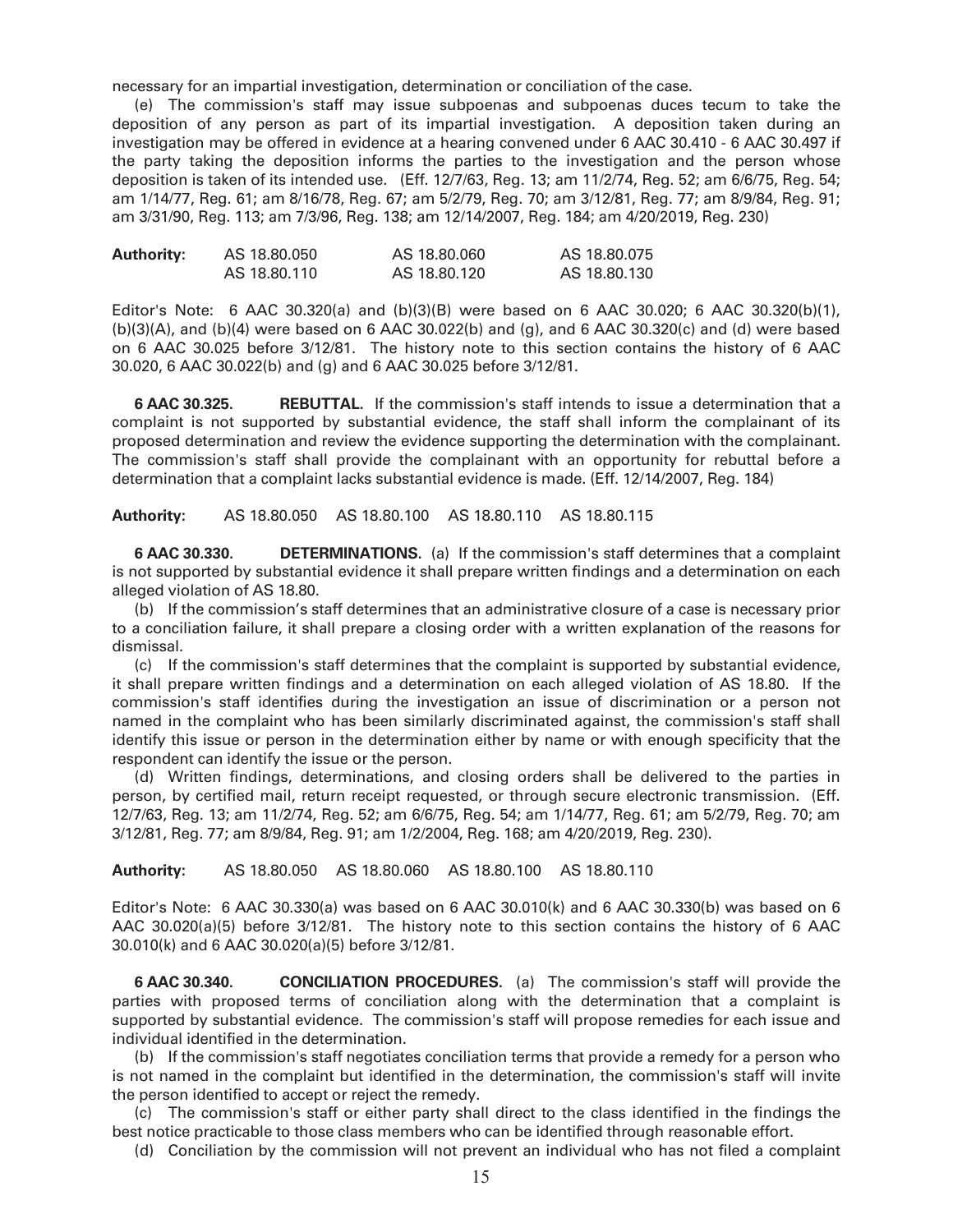necessary for an impartial investigation, determination or conciliation of the case.

(e) The commission's staff may issue subpoenas and subpoenas duces tecum to take the deposition of any person as part of its impartial investigation. A deposition taken during an investigation may be offered in evidence at a hearing convened under 6 AAC 30.410 - 6 AAC 30.497 if the party taking the deposition informs the parties to the investigation and the person whose deposition is taken of its intended use. (Eff. 12/7/63, Reg. 13; am 11/2/74, Reg. 52; am 6/6/75, Reg. 54; am 1/14/77, Reg. 61; am 8/16/78, Reg. 67; am 5/2/79, Reg. 70; am 3/12/81, Reg. 77; am 8/9/84, Reg. 91; am 3/31/90, Reg. 113; am 7/3/96, Reg. 138; am 12/14/2007, Reg. 184; am 4/20/2019, Reg. 230)

| **Authority:** | AS 18.80.050 | AS 18.80.060 | AS 18.80.075 |
|---|---|---|---|
| | AS 18.80.110 | AS 18.80.120 | AS 18.80.130 |

Editor's Note: 6 AAC 30.320(a) and (b)(3)(B) were based on 6 AAC 30.020; 6 AAC 30.320(b)(1), (b)(3)(A), and (b)(4) were based on 6 AAC 30.022(b) and (g), and 6 AAC 30.320(c) and (d) were based on 6 AAC 30.025 before 3/12/81. The history note to this section contains the history of 6 AAC 30.020, 6 AAC 30.022(b) and (g) and 6 AAC 30.025 before 3/12/81.

**6 AAC 30.325. REBUTTAL.** If the commission's staff intends to issue a determination that a complaint is not supported by substantial evidence, the staff shall inform the complainant of its proposed determination and review the evidence supporting the determination with the complainant. The commission's staff shall provide the complainant with an opportunity for rebuttal before a determination that a complaint lacks substantial evidence is made. (Eff. 12/14/2007, Reg. 184)

**Authority:** AS 18.80.050 AS 18.80.100 AS 18.80.110 AS 18.80.115

**6 AAC 30.330. DETERMINATIONS.** (a) If the commission's staff determines that a complaint is not supported by substantial evidence it shall prepare written findings and a determination on each alleged violation of AS 18.80.

(b) If the commission's staff determines that an administrative closure of a case is necessary prior to a conciliation failure, it shall prepare a closing order with a written explanation of the reasons for dismissal.

(c) If the commission's staff determines that the complaint is supported by substantial evidence, it shall prepare written findings and a determination on each alleged violation of AS 18.80. If the commission's staff identifies during the investigation an issue of discrimination or a person not named in the complaint who has been similarly discriminated against, the commission's staff shall identify this issue or person in the determination either by name or with enough specificity that the respondent can identify the issue or the person.

(d) Written findings, determinations, and closing orders shall be delivered to the parties in person, by certified mail, return receipt requested, or through secure electronic transmission. (Eff. 12/7/63, Reg. 13; am 11/2/74, Reg. 52; am 6/6/75, Reg. 54; am 1/14/77, Reg. 61; am 5/2/79, Reg. 70; am 3/12/81, Reg. 77; am 8/9/84, Reg. 91; am 1/2/2004, Reg. 168; am 4/20/2019, Reg. 230).

**Authority:** AS 18.80.050 AS 18.80.060 AS 18.80.100 AS 18.80.110

Editor's Note: 6 AAC 30.330(a) was based on 6 AAC 30.010(k) and 6 AAC 30.330(b) was based on 6 AAC 30.020(a)(5) before 3/12/81. The history note to this section contains the history of 6 AAC 30.010(k) and 6 AAC 30.020(a)(5) before 3/12/81.

**6 AAC 30.340. CONCILIATION PROCEDURES.** (a) The commission's staff will provide the parties with proposed terms of conciliation along with the determination that a complaint is supported by substantial evidence. The commission's staff will propose remedies for each issue and individual identified in the determination.

(b) If the commission's staff negotiates conciliation terms that provide a remedy for a person who is not named in the complaint but identified in the determination, the commission's staff will invite the person identified to accept or reject the remedy.

(c) The commission's staff or either party shall direct to the class identified in the findings the best notice practicable to those class members who can be identified through reasonable effort.

(d) Conciliation by the commission will not prevent an individual who has not filed a complaint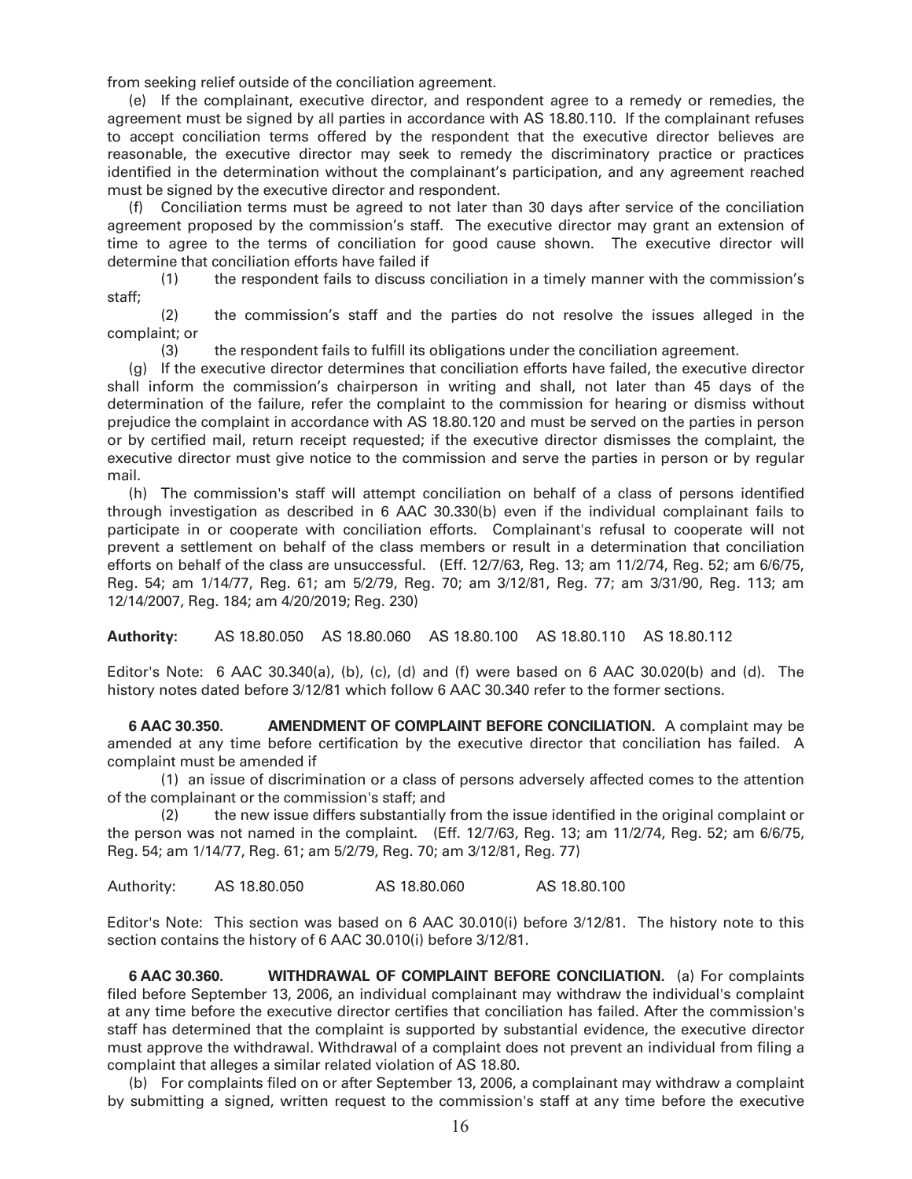from seeking relief outside of the conciliation agreement.

(e) If the complainant, executive director, and respondent agree to a remedy or remedies, the agreement must be signed by all parties in accordance with AS 18.80.110. If the complainant refuses to accept conciliation terms offered by the respondent that the executive director believes are reasonable, the executive director may seek to remedy the discriminatory practice or practices identified in the determination without the complainant's participation, and any agreement reached must be signed by the executive director and respondent.

(f) Conciliation terms must be agreed to not later than 30 days after service of the conciliation agreement proposed by the commission's staff. The executive director may grant an extension of time to agree to the terms of conciliation for good cause shown. The executive director will determine that conciliation efforts have failed if

(1) the respondent fails to discuss conciliation in a timely manner with the commission's staff;

(2) the commission's staff and the parties do not resolve the issues alleged in the complaint; or

(3) the respondent fails to fulfill its obligations under the conciliation agreement.

(g) If the executive director determines that conciliation efforts have failed, the executive director shall inform the commission's chairperson in writing and shall, not later than 45 days of the determination of the failure, refer the complaint to the commission for hearing or dismiss without prejudice the complaint in accordance with AS 18.80.120 and must be served on the parties in person or by certified mail, return receipt requested; if the executive director dismisses the complaint, the executive director must give notice to the commission and serve the parties in person or by regular mail.

(h) The commission's staff will attempt conciliation on behalf of a class of persons identified through investigation as described in 6 AAC 30.330(b) even if the individual complainant fails to participate in or cooperate with conciliation efforts. Complainant's refusal to cooperate will not prevent a settlement on behalf of the class members or result in a determination that conciliation efforts on behalf of the class are unsuccessful. (Eff. 12/7/63, Reg. 13; am 11/2/74, Reg. 52; am 6/6/75, Reg. 54; am 1/14/77, Reg. 61; am 5/2/79, Reg. 70; am 3/12/81, Reg. 77; am 3/31/90, Reg. 113; am 12/14/2007, Reg. 184; am 4/20/2019; Reg. 230)

**Authority:** AS 18.80.050 AS 18.80.060 AS 18.80.100 AS 18.80.110 AS 18.80.112

Editor's Note: 6 AAC 30.340(a), (b), (c), (d) and (f) were based on 6 AAC 30.020(b) and (d). The history notes dated before 3/12/81 which follow 6 AAC 30.340 refer to the former sections.

**6 AAC 30.350. AMENDMENT OF COMPLAINT BEFORE CONCILIATION.** A complaint may be amended at any time before certification by the executive director that conciliation has failed. A complaint must be amended if

(1) an issue of discrimination or a class of persons adversely affected comes to the attention of the complainant or the commission's staff; and

(2) the new issue differs substantially from the issue identified in the original complaint or the person was not named in the complaint. (Eff. 12/7/63, Reg. 13; am 11/2/74, Reg. 52; am 6/6/75, Reg. 54; am 1/14/77, Reg. 61; am 5/2/79, Reg. 70; am 3/12/81, Reg. 77)

Authority: AS 18.80.050 AS 18.80.060 AS 18.80.100

Editor's Note: This section was based on 6 AAC 30.010(i) before 3/12/81. The history note to this section contains the history of 6 AAC 30.010(i) before 3/12/81.

**6 AAC 30.360. WITHDRAWAL OF COMPLAINT BEFORE CONCILIATION.** (a) For complaints filed before September 13, 2006, an individual complainant may withdraw the individual's complaint at any time before the executive director certifies that conciliation has failed. After the commission's staff has determined that the complaint is supported by substantial evidence, the executive director must approve the withdrawal. Withdrawal of a complaint does not prevent an individual from filing a complaint that alleges a similar related violation of AS 18.80.

(b) For complaints filed on or after September 13, 2006, a complainant may withdraw a complaint by submitting a signed, written request to the commission's staff at any time before the executive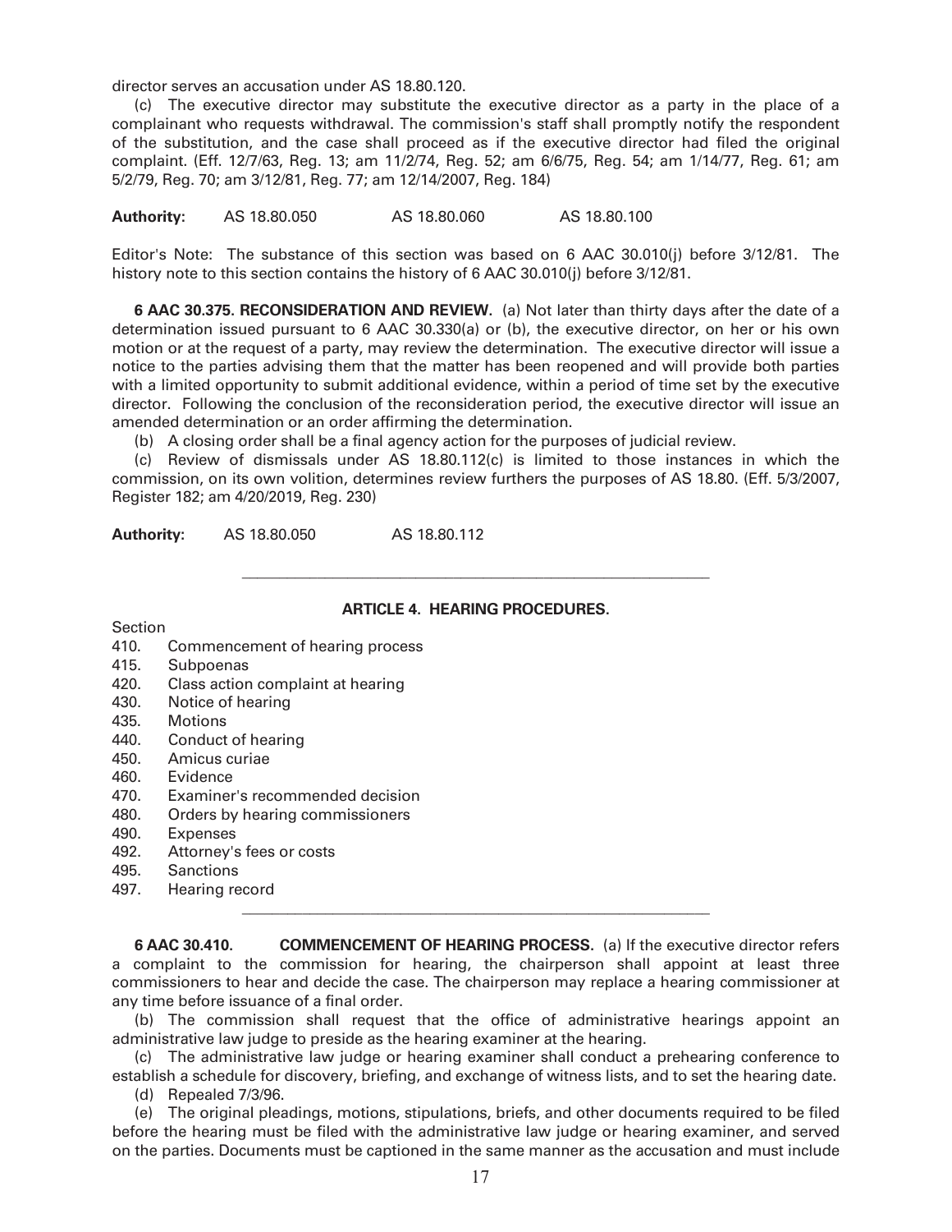director serves an accusation under AS 18.80.120.

(c) The executive director may substitute the executive director as a party in the place of a complainant who requests withdrawal. The commission's staff shall promptly notify the respondent of the substitution, and the case shall proceed as if the executive director had filed the original complaint. (Eff. 12/7/63, Reg. 13; am 11/2/74, Reg. 52; am 6/6/75, Reg. 54; am 1/14/77, Reg. 61; am 5/2/79, Reg. 70; am 3/12/81, Reg. 77; am 12/14/2007, Reg. 184)

**Authority:** AS 18.80.050 AS 18.80.060 AS 18.80.100

Editor's Note: The substance of this section was based on 6 AAC 30.010(j) before 3/12/81. The history note to this section contains the history of 6 AAC 30.010(j) before 3/12/81.

**6 AAC 30.375. RECONSIDERATION AND REVIEW.** (a) Not later than thirty days after the date of a determination issued pursuant to 6 AAC 30.330(a) or (b), the executive director, on her or his own motion or at the request of a party, may review the determination. The executive director will issue a notice to the parties advising them that the matter has been reopened and will provide both parties with a limited opportunity to submit additional evidence, within a period of time set by the executive director. Following the conclusion of the reconsideration period, the executive director will issue an amended determination or an order affirming the determination.

(b) A closing order shall be a final agency action for the purposes of judicial review.

(c) Review of dismissals under AS 18.80.112(c) is limited to those instances in which the commission, on its own volition, determines review furthers the purposes of AS 18.80. (Eff. 5/3/2007, Register 182; am 4/20/2019, Reg. 230)

**Authority:** AS 18.80.050 AS 18.80.112

---

**ARTICLE 4. HEARING PROCEDURES.**

Section
410. Commencement of hearing process
415. Subpoenas
420. Class action complaint at hearing
430. Notice of hearing
435. Motions
440. Conduct of hearing
450. Amicus curiae
460. Evidence
470. Examiner's recommended decision
480. Orders by hearing commissioners
490. Expenses
492. Attorney's fees or costs
495. Sanctions
497. Hearing record

---

**6 AAC 30.410. COMMENCEMENT OF HEARING PROCESS.** (a) If the executive director refers a complaint to the commission for hearing, the chairperson shall appoint at least three commissioners to hear and decide the case. The chairperson may replace a hearing commissioner at any time before issuance of a final order.

(b) The commission shall request that the office of administrative hearings appoint an administrative law judge to preside as the hearing examiner at the hearing.

(c) The administrative law judge or hearing examiner shall conduct a prehearing conference to establish a schedule for discovery, briefing, and exchange of witness lists, and to set the hearing date.

(d) Repealed 7/3/96.

(e) The original pleadings, motions, stipulations, briefs, and other documents required to be filed before the hearing must be filed with the administrative law judge or hearing examiner, and served on the parties. Documents must be captioned in the same manner as the accusation and must include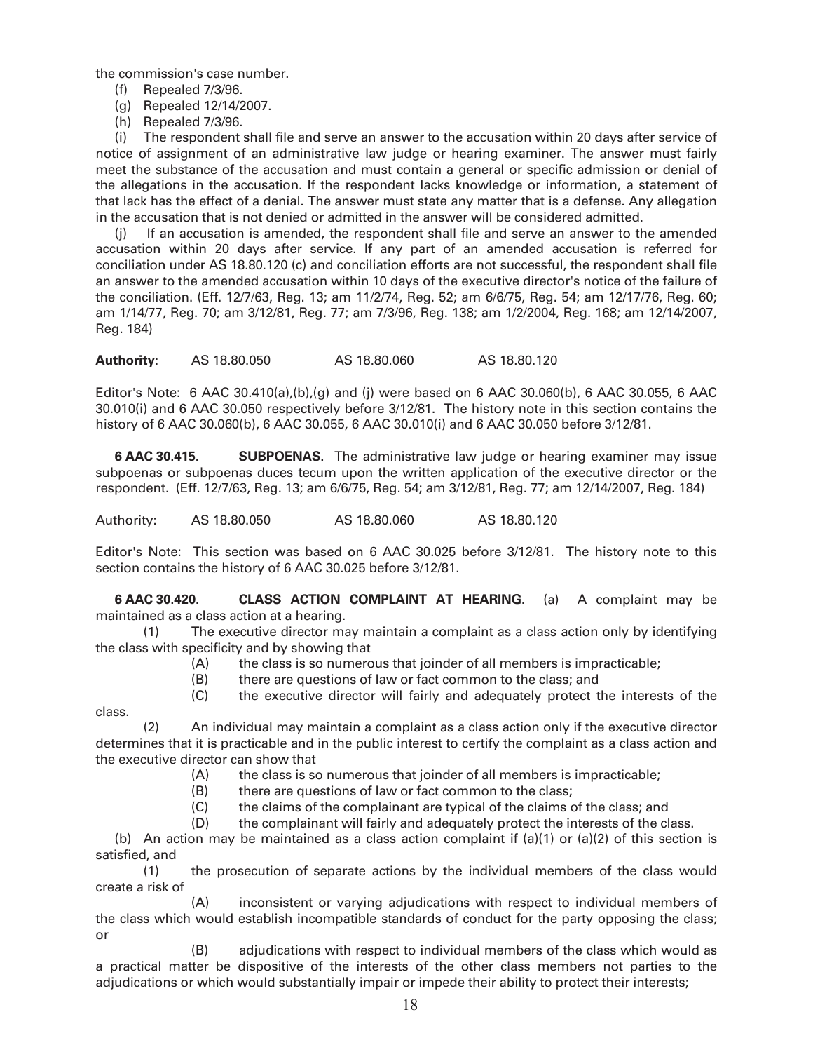the commission's case number.

(f) Repealed 7/3/96.

(g) Repealed 12/14/2007.

(h) Repealed 7/3/96.

(i) The respondent shall file and serve an answer to the accusation within 20 days after service of notice of assignment of an administrative law judge or hearing examiner. The answer must fairly meet the substance of the accusation and must contain a general or specific admission or denial of the allegations in the accusation. If the respondent lacks knowledge or information, a statement of that lack has the effect of a denial. The answer must state any matter that is a defense. Any allegation in the accusation that is not denied or admitted in the answer will be considered admitted.

(j) If an accusation is amended, the respondent shall file and serve an answer to the amended accusation within 20 days after service. If any part of an amended accusation is referred for conciliation under AS 18.80.120 (c) and conciliation efforts are not successful, the respondent shall file an answer to the amended accusation within 10 days of the executive director's notice of the failure of the conciliation. (Eff. 12/7/63, Reg. 13; am 11/2/74, Reg. 52; am 6/6/75, Reg. 54; am 12/17/76, Reg. 60; am 1/14/77, Reg. 70; am 3/12/81, Reg. 77; am 7/3/96, Reg. 138; am 1/2/2004, Reg. 168; am 12/14/2007, Reg. 184)

**Authority:** AS 18.80.050 AS 18.80.060 AS 18.80.120

Editor's Note: 6 AAC 30.410(a),(b),(g) and (j) were based on 6 AAC 30.060(b), 6 AAC 30.055, 6 AAC 30.010(i) and 6 AAC 30.050 respectively before 3/12/81. The history note in this section contains the history of 6 AAC 30.060(b), 6 AAC 30.055, 6 AAC 30.010(i) and 6 AAC 30.050 before 3/12/81.

**6 AAC 30.415. SUBPOENAS.** The administrative law judge or hearing examiner may issue subpoenas or subpoenas duces tecum upon the written application of the executive director or the respondent. (Eff. 12/7/63, Reg. 13; am 6/6/75, Reg. 54; am 3/12/81, Reg. 77; am 12/14/2007, Reg. 184)

Authority: AS 18.80.050 AS 18.80.060 AS 18.80.120

Editor's Note: This section was based on 6 AAC 30.025 before 3/12/81. The history note to this section contains the history of 6 AAC 30.025 before 3/12/81.

**6 AAC 30.420. CLASS ACTION COMPLAINT AT HEARING.** (a) A complaint may be maintained as a class action at a hearing.

(1) The executive director may maintain a complaint as a class action only by identifying the class with specificity and by showing that

(A) the class is so numerous that joinder of all members is impracticable;

(B) there are questions of law or fact common to the class; and

(C) the executive director will fairly and adequately protect the interests of the class.

(2) An individual may maintain a complaint as a class action only if the executive director determines that it is practicable and in the public interest to certify the complaint as a class action and the executive director can show that

(A) the class is so numerous that joinder of all members is impracticable;

(B) there are questions of law or fact common to the class;

(C) the claims of the complainant are typical of the claims of the class; and

(D) the complainant will fairly and adequately protect the interests of the class.

(b) An action may be maintained as a class action complaint if (a)(1) or (a)(2) of this section is satisfied, and

(1) the prosecution of separate actions by the individual members of the class would create a risk of

(A) inconsistent or varying adjudications with respect to individual members of the class which would establish incompatible standards of conduct for the party opposing the class; or

(B) adjudications with respect to individual members of the class which would as a practical matter be dispositive of the interests of the other class members not parties to the adjudications or which would substantially impair or impede their ability to protect their interests;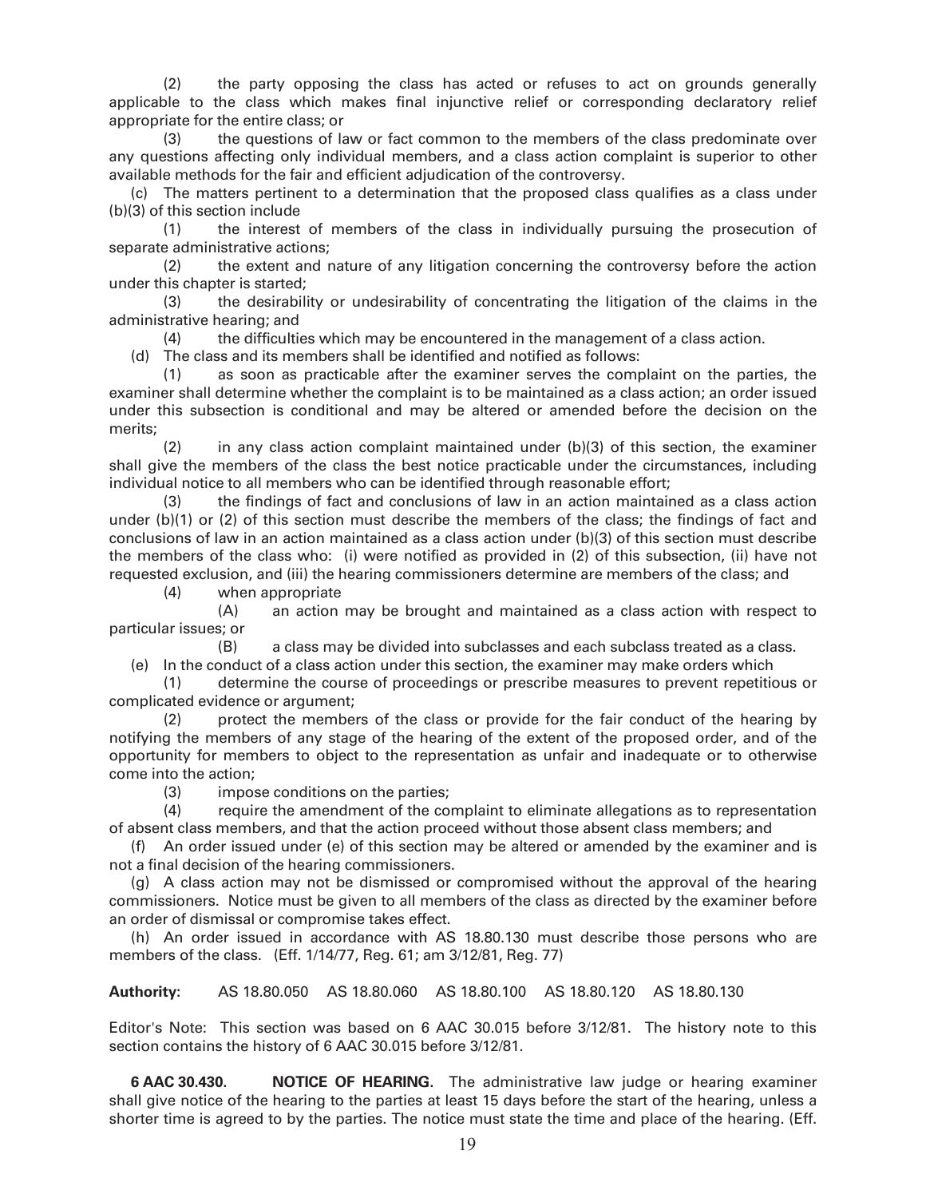(2) the party opposing the class has acted or refuses to act on grounds generally applicable to the class which makes final injunctive relief or corresponding declaratory relief appropriate for the entire class; or

(3) the questions of law or fact common to the members of the class predominate over any questions affecting only individual members, and a class action complaint is superior to other available methods for the fair and efficient adjudication of the controversy.

(c) The matters pertinent to a determination that the proposed class qualifies as a class under (b)(3) of this section include

(1) the interest of members of the class in individually pursuing the prosecution of separate administrative actions;

(2) the extent and nature of any litigation concerning the controversy before the action under this chapter is started;

(3) the desirability or undesirability of concentrating the litigation of the claims in the administrative hearing; and

(4) the difficulties which may be encountered in the management of a class action.

(d) The class and its members shall be identified and notified as follows:

(1) as soon as practicable after the examiner serves the complaint on the parties, the examiner shall determine whether the complaint is to be maintained as a class action; an order issued under this subsection is conditional and may be altered or amended before the decision on the merits;

(2) in any class action complaint maintained under (b)(3) of this section, the examiner shall give the members of the class the best notice practicable under the circumstances, including individual notice to all members who can be identified through reasonable effort;

(3) the findings of fact and conclusions of law in an action maintained as a class action under (b)(1) or (2) of this section must describe the members of the class; the findings of fact and conclusions of law in an action maintained as a class action under (b)(3) of this section must describe the members of the class who: (i) were notified as provided in (2) of this subsection, (ii) have not requested exclusion, and (iii) the hearing commissioners determine are members of the class; and

(4) when appropriate

(A) an action may be brought and maintained as a class action with respect to particular issues; or

(B) a class may be divided into subclasses and each subclass treated as a class.

(e) In the conduct of a class action under this section, the examiner may make orders which

(1) determine the course of proceedings or prescribe measures to prevent repetitious or complicated evidence or argument;

(2) protect the members of the class or provide for the fair conduct of the hearing by notifying the members of any stage of the hearing of the extent of the proposed order, and of the opportunity for members to object to the representation as unfair and inadequate or to otherwise come into the action;

(3) impose conditions on the parties;

(4) require the amendment of the complaint to eliminate allegations as to representation of absent class members, and that the action proceed without those absent class members; and

(f) An order issued under (e) of this section may be altered or amended by the examiner and is not a final decision of the hearing commissioners.

(g) A class action may not be dismissed or compromised without the approval of the hearing commissioners. Notice must be given to all members of the class as directed by the examiner before an order of dismissal or compromise takes effect.

(h) An order issued in accordance with AS 18.80.130 must describe those persons who are members of the class. (Eff. 1/14/77, Reg. 61; am 3/12/81, Reg. 77)

**Authority:** AS 18.80.050 AS 18.80.060 AS 18.80.100 AS 18.80.120 AS 18.80.130

Editor's Note: This section was based on 6 AAC 30.015 before 3/12/81. The history note to this section contains the history of 6 AAC 30.015 before 3/12/81.

**6 AAC 30.430. NOTICE OF HEARING.** The administrative law judge or hearing examiner shall give notice of the hearing to the parties at least 15 days before the start of the hearing, unless a shorter time is agreed to by the parties. The notice must state the time and place of the hearing. (Eff.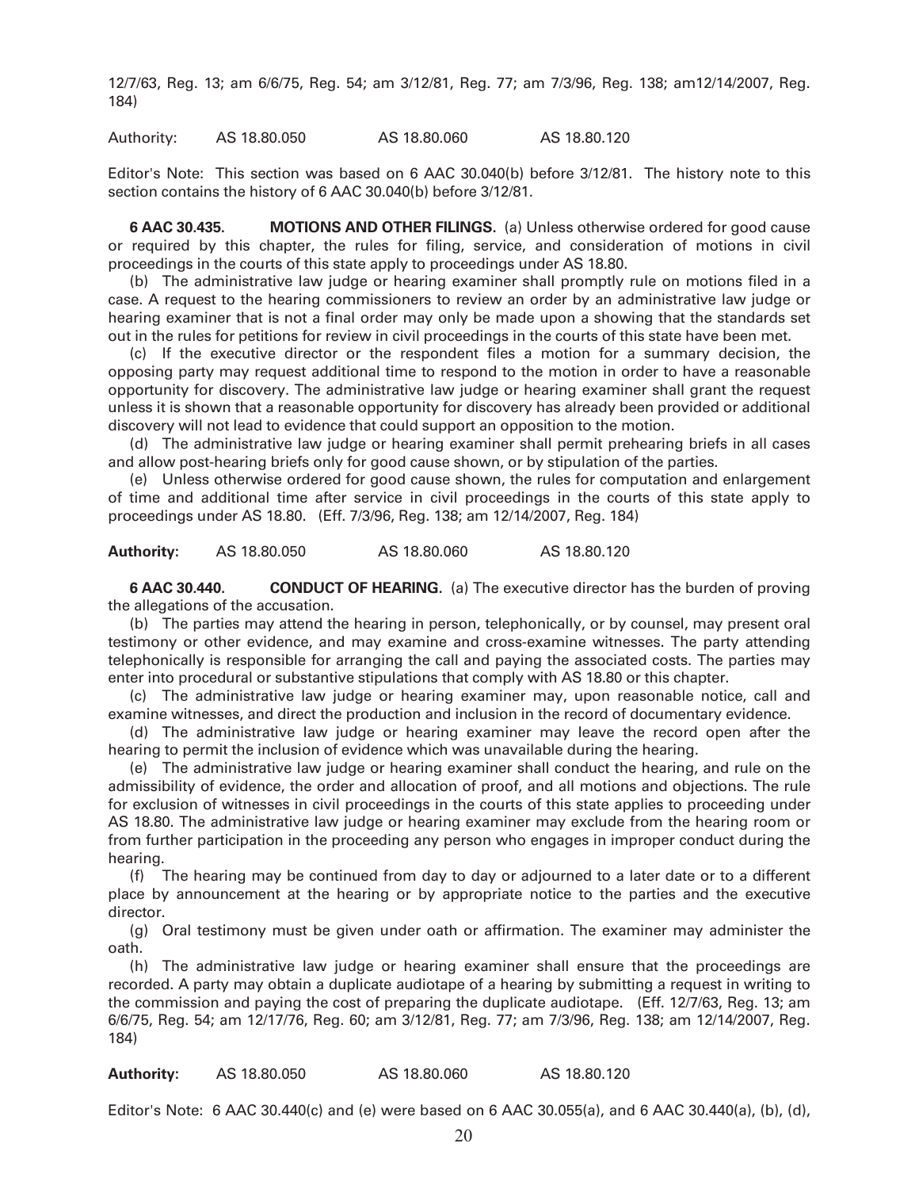12/7/63, Reg. 13; am 6/6/75, Reg. 54; am 3/12/81, Reg. 77; am 7/3/96, Reg. 138; am12/14/2007, Reg. 184)

Authority: AS 18.80.050 AS 18.80.060 AS 18.80.120

Editor's Note: This section was based on 6 AAC 30.040(b) before 3/12/81. The history note to this section contains the history of 6 AAC 30.040(b) before 3/12/81.

**6 AAC 30.435. MOTIONS AND OTHER FILINGS.** (a) Unless otherwise ordered for good cause or required by this chapter, the rules for filing, service, and consideration of motions in civil proceedings in the courts of this state apply to proceedings under AS 18.80.

(b) The administrative law judge or hearing examiner shall promptly rule on motions filed in a case. A request to the hearing commissioners to review an order by an administrative law judge or hearing examiner that is not a final order may only be made upon a showing that the standards set out in the rules for petitions for review in civil proceedings in the courts of this state have been met.

(c) If the executive director or the respondent files a motion for a summary decision, the opposing party may request additional time to respond to the motion in order to have a reasonable opportunity for discovery. The administrative law judge or hearing examiner shall grant the request unless it is shown that a reasonable opportunity for discovery has already been provided or additional discovery will not lead to evidence that could support an opposition to the motion.

(d) The administrative law judge or hearing examiner shall permit prehearing briefs in all cases and allow post-hearing briefs only for good cause shown, or by stipulation of the parties.

(e) Unless otherwise ordered for good cause shown, the rules for computation and enlargement of time and additional time after service in civil proceedings in the courts of this state apply to proceedings under AS 18.80. (Eff. 7/3/96, Reg. 138; am 12/14/2007, Reg. 184)

**Authority:** AS 18.80.050 AS 18.80.060 AS 18.80.120

**6 AAC 30.440. CONDUCT OF HEARING.** (a) The executive director has the burden of proving the allegations of the accusation.

(b) The parties may attend the hearing in person, telephonically, or by counsel, may present oral testimony or other evidence, and may examine and cross-examine witnesses. The party attending telephonically is responsible for arranging the call and paying the associated costs. The parties may enter into procedural or substantive stipulations that comply with AS 18.80 or this chapter.

(c) The administrative law judge or hearing examiner may, upon reasonable notice, call and examine witnesses, and direct the production and inclusion in the record of documentary evidence.

(d) The administrative law judge or hearing examiner may leave the record open after the hearing to permit the inclusion of evidence which was unavailable during the hearing.

(e) The administrative law judge or hearing examiner shall conduct the hearing, and rule on the admissibility of evidence, the order and allocation of proof, and all motions and objections. The rule for exclusion of witnesses in civil proceedings in the courts of this state applies to proceeding under AS 18.80. The administrative law judge or hearing examiner may exclude from the hearing room or from further participation in the proceeding any person who engages in improper conduct during the hearing.

(f) The hearing may be continued from day to day or adjourned to a later date or to a different place by announcement at the hearing or by appropriate notice to the parties and the executive director.

(g) Oral testimony must be given under oath or affirmation. The examiner may administer the oath.

(h) The administrative law judge or hearing examiner shall ensure that the proceedings are recorded. A party may obtain a duplicate audiotape of a hearing by submitting a request in writing to the commission and paying the cost of preparing the duplicate audiotape. (Eff. 12/7/63, Reg. 13; am 6/6/75, Reg. 54; am 12/17/76, Reg. 60; am 3/12/81, Reg. 77; am 7/3/96, Reg. 138; am 12/14/2007, Reg. 184)

**Authority:** AS 18.80.050 AS 18.80.060 AS 18.80.120

Editor's Note: 6 AAC 30.440(c) and (e) were based on 6 AAC 30.055(a), and 6 AAC 30.440(a), (b), (d),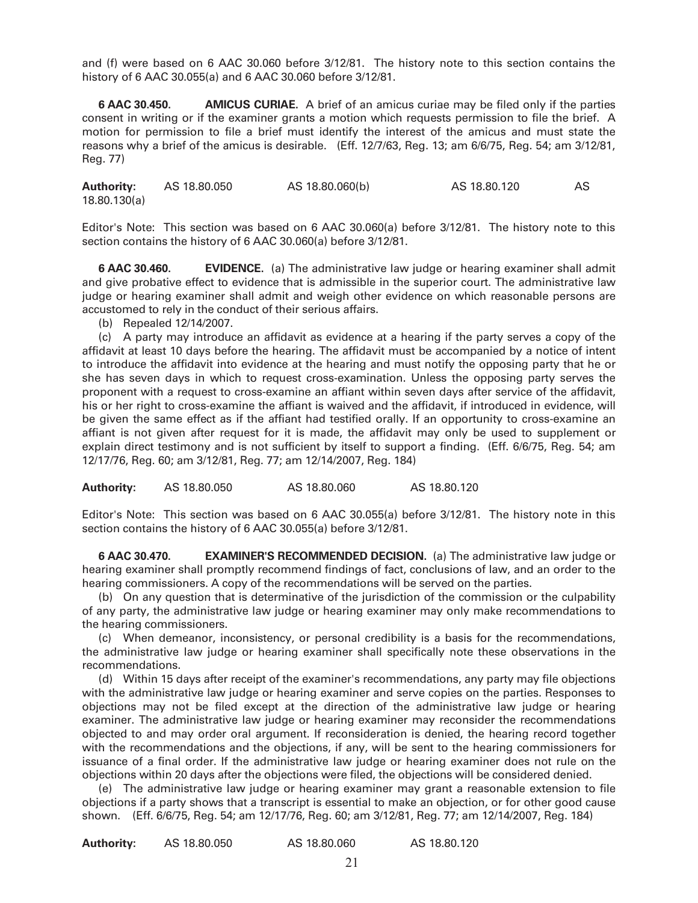and (f) were based on 6 AAC 30.060 before 3/12/81. The history note to this section contains the history of 6 AAC 30.055(a) and 6 AAC 30.060 before 3/12/81.

**6 AAC 30.450. AMICUS CURIAE.** A brief of an amicus curiae may be filed only if the parties consent in writing or if the examiner grants a motion which requests permission to file the brief. A motion for permission to file a brief must identify the interest of the amicus and must state the reasons why a brief of the amicus is desirable. (Eff. 12/7/63, Reg. 13; am 6/6/75, Reg. 54; am 3/12/81, Reg. 77)

**Authority:** AS 18.80.050 AS 18.80.060(b) AS 18.80.120 AS 18.80.130(a)

Editor's Note: This section was based on 6 AAC 30.060(a) before 3/12/81. The history note to this section contains the history of 6 AAC 30.060(a) before 3/12/81.

**6 AAC 30.460. EVIDENCE.** (a) The administrative law judge or hearing examiner shall admit and give probative effect to evidence that is admissible in the superior court. The administrative law judge or hearing examiner shall admit and weigh other evidence on which reasonable persons are accustomed to rely in the conduct of their serious affairs.

(b) Repealed 12/14/2007.

(c) A party may introduce an affidavit as evidence at a hearing if the party serves a copy of the affidavit at least 10 days before the hearing. The affidavit must be accompanied by a notice of intent to introduce the affidavit into evidence at the hearing and must notify the opposing party that he or she has seven days in which to request cross-examination. Unless the opposing party serves the proponent with a request to cross-examine an affiant within seven days after service of the affidavit, his or her right to cross-examine the affiant is waived and the affidavit, if introduced in evidence, will be given the same effect as if the affiant had testified orally. If an opportunity to cross-examine an affiant is not given after request for it is made, the affidavit may only be used to supplement or explain direct testimony and is not sufficient by itself to support a finding. (Eff. 6/6/75, Reg. 54; am 12/17/76, Reg. 60; am 3/12/81, Reg. 77; am 12/14/2007, Reg. 184)

**Authority:** AS 18.80.050 AS 18.80.060 AS 18.80.120

Editor's Note: This section was based on 6 AAC 30.055(a) before 3/12/81. The history note in this section contains the history of 6 AAC 30.055(a) before 3/12/81.

**6 AAC 30.470. EXAMINER'S RECOMMENDED DECISION.** (a) The administrative law judge or hearing examiner shall promptly recommend findings of fact, conclusions of law, and an order to the hearing commissioners. A copy of the recommendations will be served on the parties.

(b) On any question that is determinative of the jurisdiction of the commission or the culpability of any party, the administrative law judge or hearing examiner may only make recommendations to the hearing commissioners.

(c) When demeanor, inconsistency, or personal credibility is a basis for the recommendations, the administrative law judge or hearing examiner shall specifically note these observations in the recommendations.

(d) Within 15 days after receipt of the examiner's recommendations, any party may file objections with the administrative law judge or hearing examiner and serve copies on the parties. Responses to objections may not be filed except at the direction of the administrative law judge or hearing examiner. The administrative law judge or hearing examiner may reconsider the recommendations objected to and may order oral argument. If reconsideration is denied, the hearing record together with the recommendations and the objections, if any, will be sent to the hearing commissioners for issuance of a final order. If the administrative law judge or hearing examiner does not rule on the objections within 20 days after the objections were filed, the objections will be considered denied.

(e) The administrative law judge or hearing examiner may grant a reasonable extension to file objections if a party shows that a transcript is essential to make an objection, or for other good cause shown. (Eff. 6/6/75, Reg. 54; am 12/17/76, Reg. 60; am 3/12/81, Reg. 77; am 12/14/2007, Reg. 184)

**Authority:** AS 18.80.050 AS 18.80.060 AS 18.80.120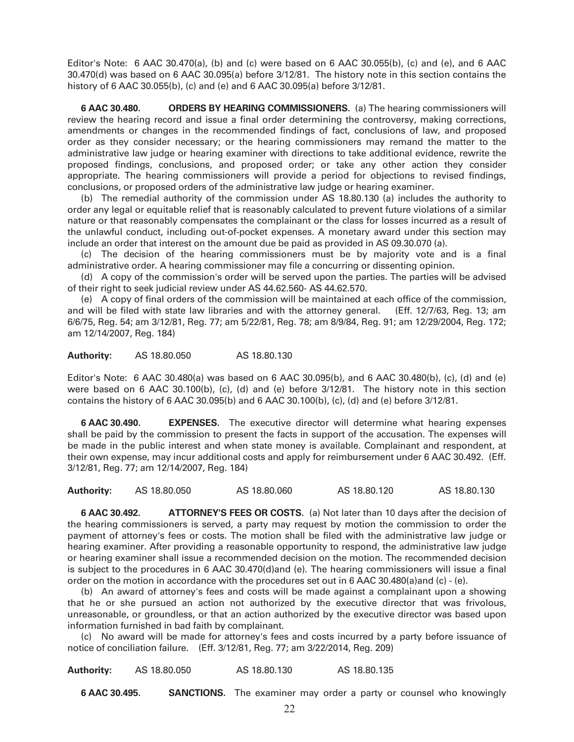Editor's Note: 6 AAC 30.470(a), (b) and (c) were based on 6 AAC 30.055(b), (c) and (e), and 6 AAC 30.470(d) was based on 6 AAC 30.095(a) before 3/12/81. The history note in this section contains the history of 6 AAC 30.055(b), (c) and (e) and 6 AAC 30.095(a) before 3/12/81.

**6 AAC 30.480. ORDERS BY HEARING COMMISSIONERS.** (a) The hearing commissioners will review the hearing record and issue a final order determining the controversy, making corrections, amendments or changes in the recommended findings of fact, conclusions of law, and proposed order as they consider necessary; or the hearing commissioners may remand the matter to the administrative law judge or hearing examiner with directions to take additional evidence, rewrite the proposed findings, conclusions, and proposed order; or take any other action they consider appropriate. The hearing commissioners will provide a period for objections to revised findings, conclusions, or proposed orders of the administrative law judge or hearing examiner.

(b) The remedial authority of the commission under AS 18.80.130 (a) includes the authority to order any legal or equitable relief that is reasonably calculated to prevent future violations of a similar nature or that reasonably compensates the complainant or the class for losses incurred as a result of the unlawful conduct, including out-of-pocket expenses. A monetary award under this section may include an order that interest on the amount due be paid as provided in AS 09.30.070 (a).

(c) The decision of the hearing commissioners must be by majority vote and is a final administrative order. A hearing commissioner may file a concurring or dissenting opinion.

(d) A copy of the commission's order will be served upon the parties. The parties will be advised of their right to seek judicial review under AS 44.62.560- AS 44.62.570.

(e) A copy of final orders of the commission will be maintained at each office of the commission, and will be filed with state law libraries and with the attorney general. (Eff. 12/7/63, Reg. 13; am 6/6/75, Reg. 54; am 3/12/81, Reg. 77; am 5/22/81, Reg. 78; am 8/9/84, Reg. 91; am 12/29/2004, Reg. 172; am 12/14/2007, Reg. 184)

**Authority:** AS 18.80.050 AS 18.80.130

Editor's Note: 6 AAC 30.480(a) was based on 6 AAC 30.095(b), and 6 AAC 30.480(b), (c), (d) and (e) were based on 6 AAC 30.100(b), (c), (d) and (e) before 3/12/81. The history note in this section contains the history of 6 AAC 30.095(b) and 6 AAC 30.100(b), (c), (d) and (e) before 3/12/81.

**6 AAC 30.490. EXPENSES.** The executive director will determine what hearing expenses shall be paid by the commission to present the facts in support of the accusation. The expenses will be made in the public interest and when state money is available. Complainant and respondent, at their own expense, may incur additional costs and apply for reimbursement under 6 AAC 30.492. (Eff. 3/12/81, Reg. 77; am 12/14/2007, Reg. 184)

**Authority:** AS 18.80.050 AS 18.80.060 AS 18.80.120 AS 18.80.130

**6 AAC 30.492. ATTORNEY'S FEES OR COSTS.** (a) Not later than 10 days after the decision of the hearing commissioners is served, a party may request by motion the commission to order the payment of attorney's fees or costs. The motion shall be filed with the administrative law judge or hearing examiner. After providing a reasonable opportunity to respond, the administrative law judge or hearing examiner shall issue a recommended decision on the motion. The recommended decision is subject to the procedures in 6 AAC 30.470(d)and (e). The hearing commissioners will issue a final order on the motion in accordance with the procedures set out in 6 AAC 30.480(a)and (c) - (e).

(b) An award of attorney's fees and costs will be made against a complainant upon a showing that he or she pursued an action not authorized by the executive director that was frivolous, unreasonable, or groundless, or that an action authorized by the executive director was based upon information furnished in bad faith by complainant.

(c) No award will be made for attorney's fees and costs incurred by a party before issuance of notice of conciliation failure. (Eff. 3/12/81, Reg. 77; am 3/22/2014, Reg. 209)

**Authority:** AS 18.80.050 AS 18.80.130 AS 18.80.135

**6 AAC 30.495. SANCTIONS.** The examiner may order a party or counsel who knowingly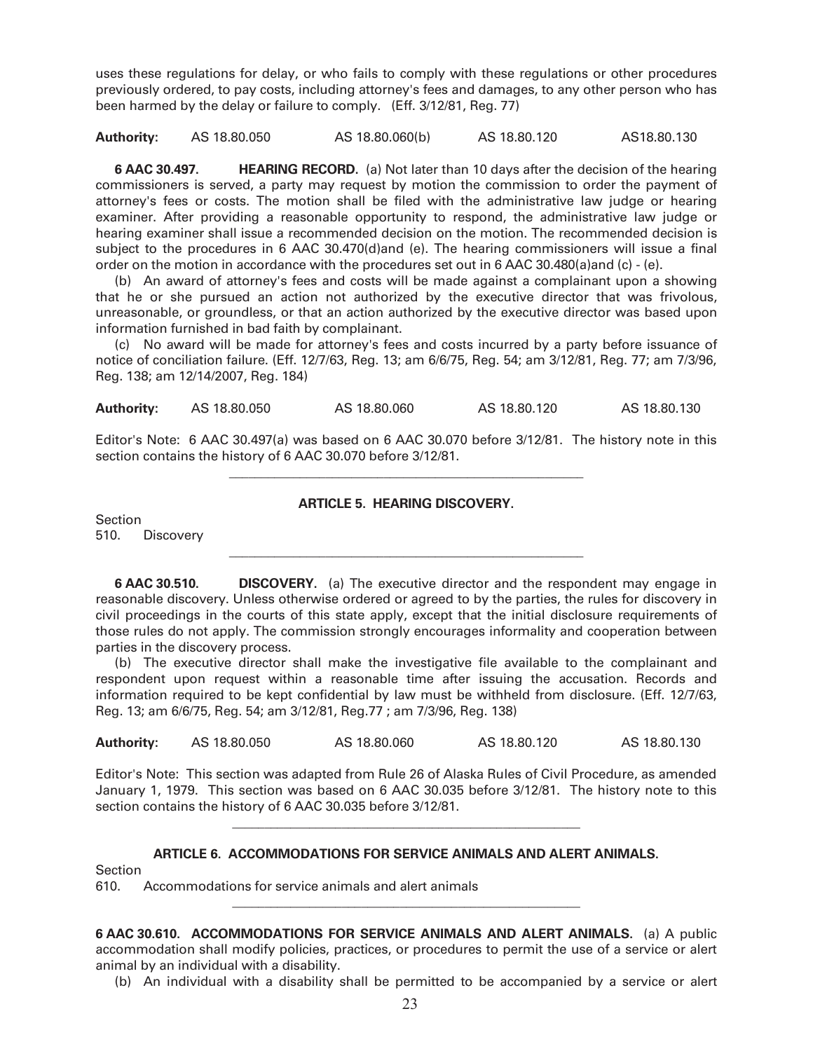uses these regulations for delay, or who fails to comply with these regulations or other procedures previously ordered, to pay costs, including attorney's fees and damages, to any other person who has been harmed by the delay or failure to comply. (Eff. 3/12/81, Reg. 77)

**Authority:** AS 18.80.050 AS 18.80.060(b) AS 18.80.120 AS18.80.130

**6 AAC 30.497. HEARING RECORD.** (a) Not later than 10 days after the decision of the hearing commissioners is served, a party may request by motion the commission to order the payment of attorney's fees or costs. The motion shall be filed with the administrative law judge or hearing examiner. After providing a reasonable opportunity to respond, the administrative law judge or hearing examiner shall issue a recommended decision on the motion. The recommended decision is subject to the procedures in 6 AAC 30.470(d)and (e). The hearing commissioners will issue a final order on the motion in accordance with the procedures set out in 6 AAC 30.480(a)and (c) - (e).

(b) An award of attorney's fees and costs will be made against a complainant upon a showing that he or she pursued an action not authorized by the executive director that was frivolous, unreasonable, or groundless, or that an action authorized by the executive director was based upon information furnished in bad faith by complainant.

(c) No award will be made for attorney's fees and costs incurred by a party before issuance of notice of conciliation failure. (Eff. 12/7/63, Reg. 13; am 6/6/75, Reg. 54; am 3/12/81, Reg. 77; am 7/3/96, Reg. 138; am 12/14/2007, Reg. 184)

**Authority:** AS 18.80.050 AS 18.80.060 AS 18.80.120 AS 18.80.130

Editor's Note: 6 AAC 30.497(a) was based on 6 AAC 30.070 before 3/12/81. The history note in this section contains the history of 6 AAC 30.070 before 3/12/81.

---

**ARTICLE 5. HEARING DISCOVERY.**

Section
510. Discovery

---

**6 AAC 30.510. DISCOVERY.** (a) The executive director and the respondent may engage in reasonable discovery. Unless otherwise ordered or agreed to by the parties, the rules for discovery in civil proceedings in the courts of this state apply, except that the initial disclosure requirements of those rules do not apply. The commission strongly encourages informality and cooperation between parties in the discovery process.

(b) The executive director shall make the investigative file available to the complainant and respondent upon request within a reasonable time after issuing the accusation. Records and information required to be kept confidential by law must be withheld from disclosure. (Eff. 12/7/63, Reg. 13; am 6/6/75, Reg. 54; am 3/12/81, Reg.77 ; am 7/3/96, Reg. 138)

**Authority:** AS 18.80.050 AS 18.80.060 AS 18.80.120 AS 18.80.130

Editor's Note: This section was adapted from Rule 26 of Alaska Rules of Civil Procedure, as amended January 1, 1979. This section was based on 6 AAC 30.035 before 3/12/81. The history note to this section contains the history of 6 AAC 30.035 before 3/12/81.

---

**ARTICLE 6. ACCOMMODATIONS FOR SERVICE ANIMALS AND ALERT ANIMALS.**

Section
610. Accommodations for service animals and alert animals

---

**6 AAC 30.610. ACCOMMODATIONS FOR SERVICE ANIMALS AND ALERT ANIMALS.** (a) A public accommodation shall modify policies, practices, or procedures to permit the use of a service or alert animal by an individual with a disability.

(b) An individual with a disability shall be permitted to be accompanied by a service or alert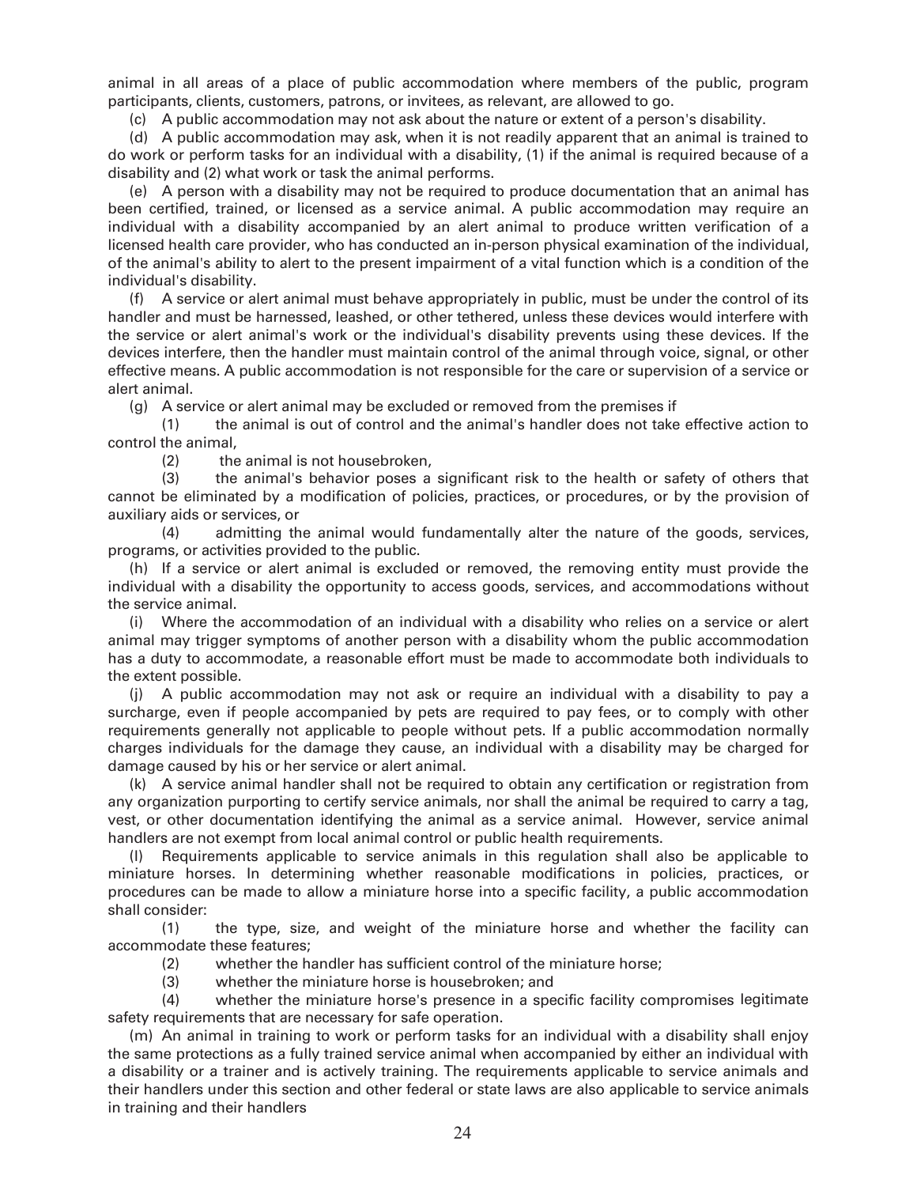animal in all areas of a place of public accommodation where members of the public, program participants, clients, customers, patrons, or invitees, as relevant, are allowed to go.

(c) A public accommodation may not ask about the nature or extent of a person's disability.

(d) A public accommodation may ask, when it is not readily apparent that an animal is trained to do work or perform tasks for an individual with a disability, (1) if the animal is required because of a disability and (2) what work or task the animal performs.

(e) A person with a disability may not be required to produce documentation that an animal has been certified, trained, or licensed as a service animal. A public accommodation may require an individual with a disability accompanied by an alert animal to produce written verification of a licensed health care provider, who has conducted an in-person physical examination of the individual, of the animal's ability to alert to the present impairment of a vital function which is a condition of the individual's disability.

(f) A service or alert animal must behave appropriately in public, must be under the control of its handler and must be harnessed, leashed, or other tethered, unless these devices would interfere with the service or alert animal's work or the individual's disability prevents using these devices. If the devices interfere, then the handler must maintain control of the animal through voice, signal, or other effective means. A public accommodation is not responsible for the care or supervision of a service or alert animal.

(g) A service or alert animal may be excluded or removed from the premises if

(1) the animal is out of control and the animal's handler does not take effective action to control the animal,

(2) the animal is not housebroken,

(3) the animal's behavior poses a significant risk to the health or safety of others that cannot be eliminated by a modification of policies, practices, or procedures, or by the provision of auxiliary aids or services, or

(4) admitting the animal would fundamentally alter the nature of the goods, services, programs, or activities provided to the public.

(h) If a service or alert animal is excluded or removed, the removing entity must provide the individual with a disability the opportunity to access goods, services, and accommodations without the service animal.

(i) Where the accommodation of an individual with a disability who relies on a service or alert animal may trigger symptoms of another person with a disability whom the public accommodation has a duty to accommodate, a reasonable effort must be made to accommodate both individuals to the extent possible.

(j) A public accommodation may not ask or require an individual with a disability to pay a surcharge, even if people accompanied by pets are required to pay fees, or to comply with other requirements generally not applicable to people without pets. If a public accommodation normally charges individuals for the damage they cause, an individual with a disability may be charged for damage caused by his or her service or alert animal.

(k) A service animal handler shall not be required to obtain any certification or registration from any organization purporting to certify service animals, nor shall the animal be required to carry a tag, vest, or other documentation identifying the animal as a service animal. However, service animal handlers are not exempt from local animal control or public health requirements.

(l) Requirements applicable to service animals in this regulation shall also be applicable to miniature horses. In determining whether reasonable modifications in policies, practices, or procedures can be made to allow a miniature horse into a specific facility, a public accommodation shall consider:

(1) the type, size, and weight of the miniature horse and whether the facility can accommodate these features;

(2) whether the handler has sufficient control of the miniature horse;

(3) whether the miniature horse is housebroken; and

(4) whether the miniature horse's presence in a specific facility compromises legitimate safety requirements that are necessary for safe operation.

(m) An animal in training to work or perform tasks for an individual with a disability shall enjoy the same protections as a fully trained service animal when accompanied by either an individual with a disability or a trainer and is actively training. The requirements applicable to service animals and their handlers under this section and other federal or state laws are also applicable to service animals in training and their handlers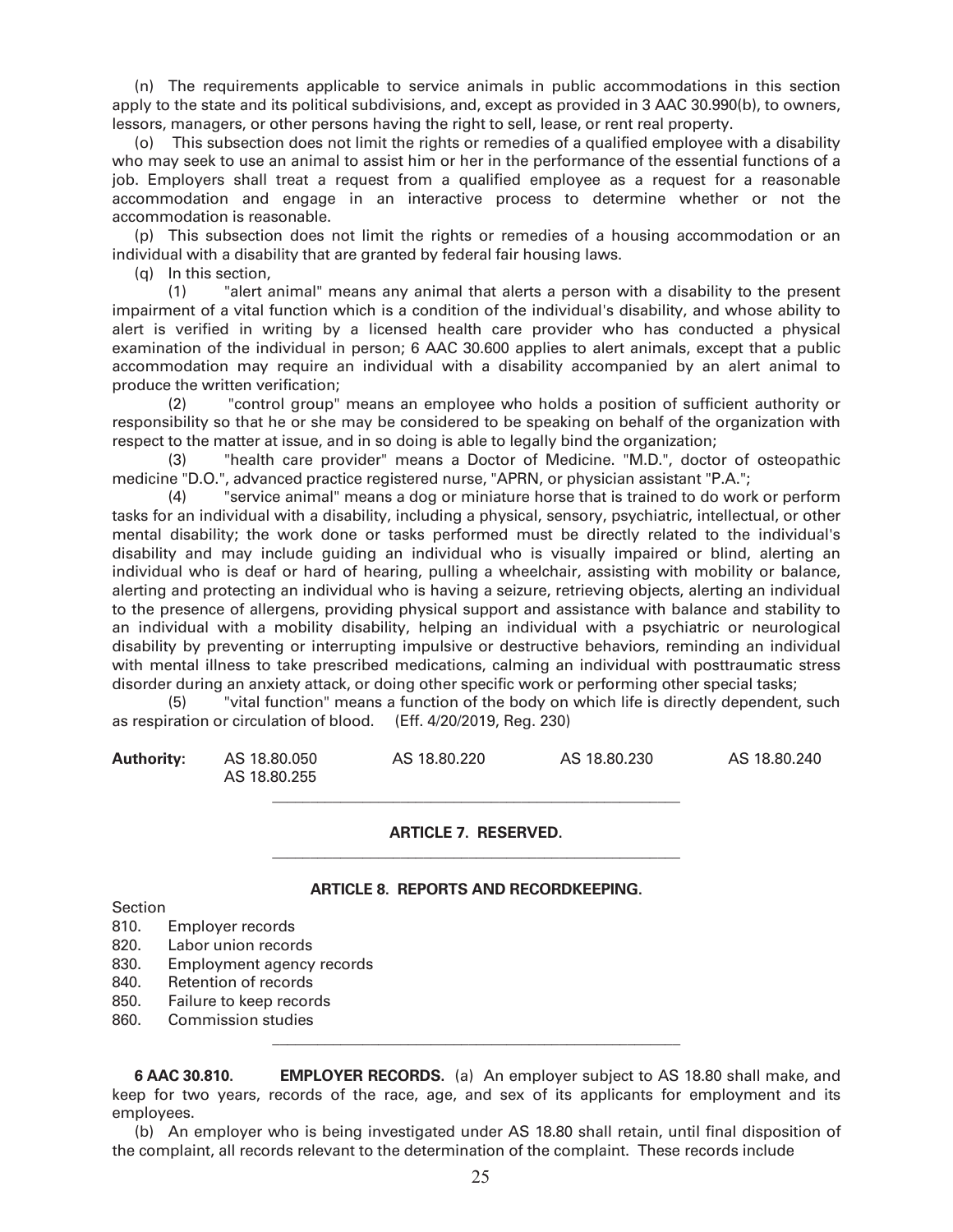(n) The requirements applicable to service animals in public accommodations in this section apply to the state and its political subdivisions, and, except as provided in 3 AAC 30.990(b), to owners, lessors, managers, or other persons having the right to sell, lease, or rent real property.

(o) This subsection does not limit the rights or remedies of a qualified employee with a disability who may seek to use an animal to assist him or her in the performance of the essential functions of a job. Employers shall treat a request from a qualified employee as a request for a reasonable accommodation and engage in an interactive process to determine whether or not the accommodation is reasonable.

(p) This subsection does not limit the rights or remedies of a housing accommodation or an individual with a disability that are granted by federal fair housing laws.

(q) In this section,

(1) "alert animal" means any animal that alerts a person with a disability to the present impairment of a vital function which is a condition of the individual's disability, and whose ability to alert is verified in writing by a licensed health care provider who has conducted a physical examination of the individual in person; 6 AAC 30.600 applies to alert animals, except that a public accommodation may require an individual with a disability accompanied by an alert animal to produce the written verification;

(2) "control group" means an employee who holds a position of sufficient authority or responsibility so that he or she may be considered to be speaking on behalf of the organization with respect to the matter at issue, and in so doing is able to legally bind the organization;

(3) "health care provider" means a Doctor of Medicine. "M.D.", doctor of osteopathic medicine "D.O.", advanced practice registered nurse, "APRN, or physician assistant "P.A.";

(4) "service animal" means a dog or miniature horse that is trained to do work or perform tasks for an individual with a disability, including a physical, sensory, psychiatric, intellectual, or other mental disability; the work done or tasks performed must be directly related to the individual's disability and may include guiding an individual who is visually impaired or blind, alerting an individual who is deaf or hard of hearing, pulling a wheelchair, assisting with mobility or balance, alerting and protecting an individual who is having a seizure, retrieving objects, alerting an individual to the presence of allergens, providing physical support and assistance with balance and stability to an individual with a mobility disability, helping an individual with a psychiatric or neurological disability by preventing or interrupting impulsive or destructive behaviors, reminding an individual with mental illness to take prescribed medications, calming an individual with posttraumatic stress disorder during an anxiety attack, or doing other specific work or performing other special tasks;

(5) "vital function" means a function of the body on which life is directly dependent, such as respiration or circulation of blood. (Eff. 4/20/2019, Reg. 230)

**Authority:** AS 18.80.050 AS 18.80.220 AS 18.80.230 AS 18.80.240 AS 18.80.255

---

**ARTICLE 7. RESERVED.**

---

**ARTICLE 8. REPORTS AND RECORDKEEPING.**

Section
810. Employer records
820. Labor union records
830. Employment agency records
840. Retention of records
850. Failure to keep records
860. Commission studies

---

**6 AAC 30.810. EMPLOYER RECORDS.** (a) An employer subject to AS 18.80 shall make, and keep for two years, records of the race, age, and sex of its applicants for employment and its employees.

(b) An employer who is being investigated under AS 18.80 shall retain, until final disposition of the complaint, all records relevant to the determination of the complaint. These records include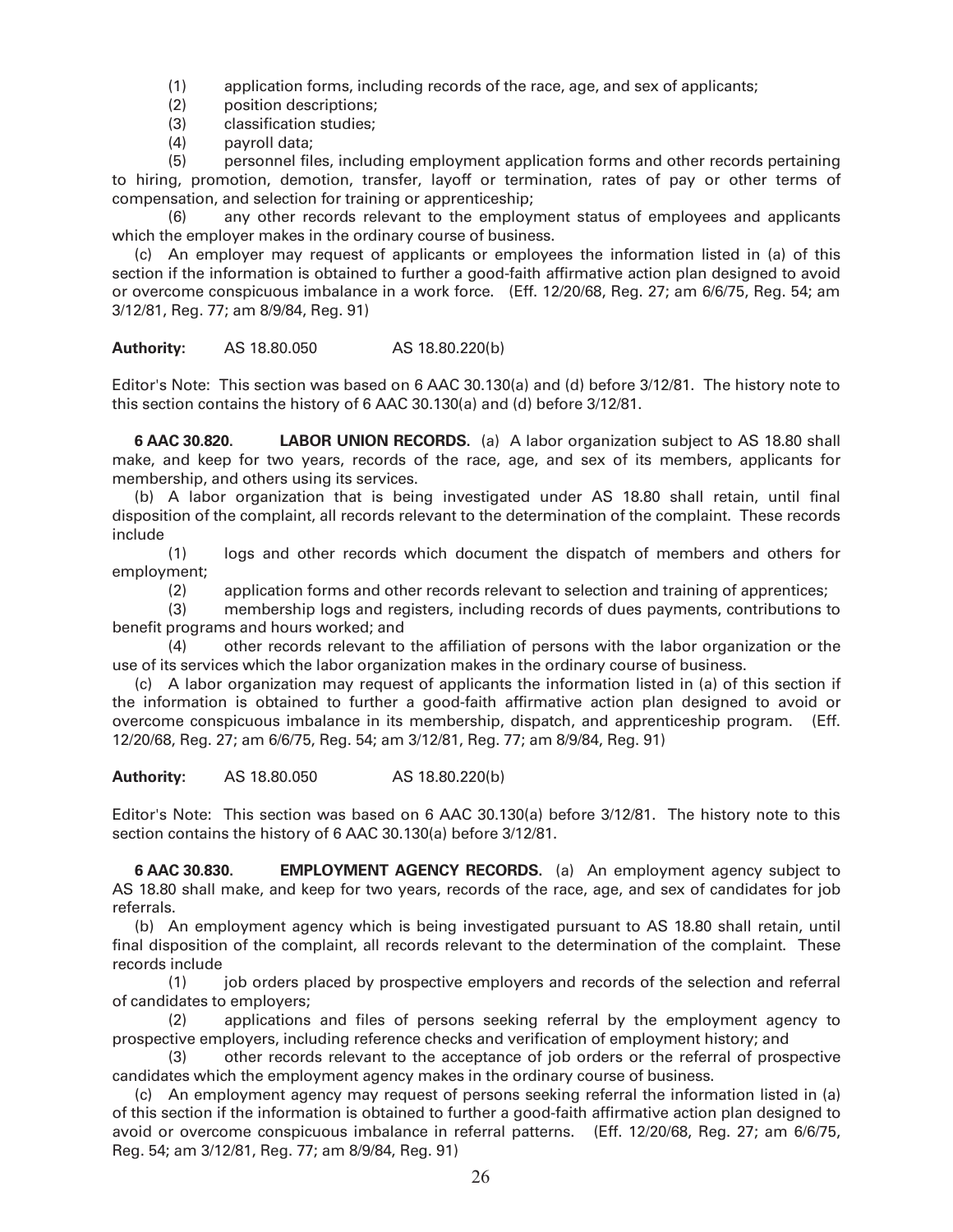(1) application forms, including records of the race, age, and sex of applicants;

(2) position descriptions;

(3) classification studies;

(4) payroll data;

(5) personnel files, including employment application forms and other records pertaining to hiring, promotion, demotion, transfer, layoff or termination, rates of pay or other terms of compensation, and selection for training or apprenticeship;

(6) any other records relevant to the employment status of employees and applicants which the employer makes in the ordinary course of business.

(c) An employer may request of applicants or employees the information listed in (a) of this section if the information is obtained to further a good-faith affirmative action plan designed to avoid or overcome conspicuous imbalance in a work force. (Eff. 12/20/68, Reg. 27; am 6/6/75, Reg. 54; am 3/12/81, Reg. 77; am 8/9/84, Reg. 91)

**Authority:** AS 18.80.050 AS 18.80.220(b)

Editor's Note: This section was based on 6 AAC 30.130(a) and (d) before 3/12/81. The history note to this section contains the history of 6 AAC 30.130(a) and (d) before 3/12/81.

**6 AAC 30.820. LABOR UNION RECORDS.** (a) A labor organization subject to AS 18.80 shall make, and keep for two years, records of the race, age, and sex of its members, applicants for membership, and others using its services.

(b) A labor organization that is being investigated under AS 18.80 shall retain, until final disposition of the complaint, all records relevant to the determination of the complaint. These records include

(1) logs and other records which document the dispatch of members and others for employment;

(2) application forms and other records relevant to selection and training of apprentices;

(3) membership logs and registers, including records of dues payments, contributions to benefit programs and hours worked; and

(4) other records relevant to the affiliation of persons with the labor organization or the use of its services which the labor organization makes in the ordinary course of business.

(c) A labor organization may request of applicants the information listed in (a) of this section if the information is obtained to further a good-faith affirmative action plan designed to avoid or overcome conspicuous imbalance in its membership, dispatch, and apprenticeship program. (Eff. 12/20/68, Reg. 27; am 6/6/75, Reg. 54; am 3/12/81, Reg. 77; am 8/9/84, Reg. 91)

**Authority:** AS 18.80.050 AS 18.80.220(b)

Editor's Note: This section was based on 6 AAC 30.130(a) before 3/12/81. The history note to this section contains the history of 6 AAC 30.130(a) before 3/12/81.

**6 AAC 30.830. EMPLOYMENT AGENCY RECORDS.** (a) An employment agency subject to AS 18.80 shall make, and keep for two years, records of the race, age, and sex of candidates for job referrals.

(b) An employment agency which is being investigated pursuant to AS 18.80 shall retain, until final disposition of the complaint, all records relevant to the determination of the complaint. These records include

(1) job orders placed by prospective employers and records of the selection and referral of candidates to employers;

(2) applications and files of persons seeking referral by the employment agency to prospective employers, including reference checks and verification of employment history; and

(3) other records relevant to the acceptance of job orders or the referral of prospective candidates which the employment agency makes in the ordinary course of business.

(c) An employment agency may request of persons seeking referral the information listed in (a) of this section if the information is obtained to further a good-faith affirmative action plan designed to avoid or overcome conspicuous imbalance in referral patterns. (Eff. 12/20/68, Reg. 27; am 6/6/75, Reg. 54; am 3/12/81, Reg. 77; am 8/9/84, Reg. 91)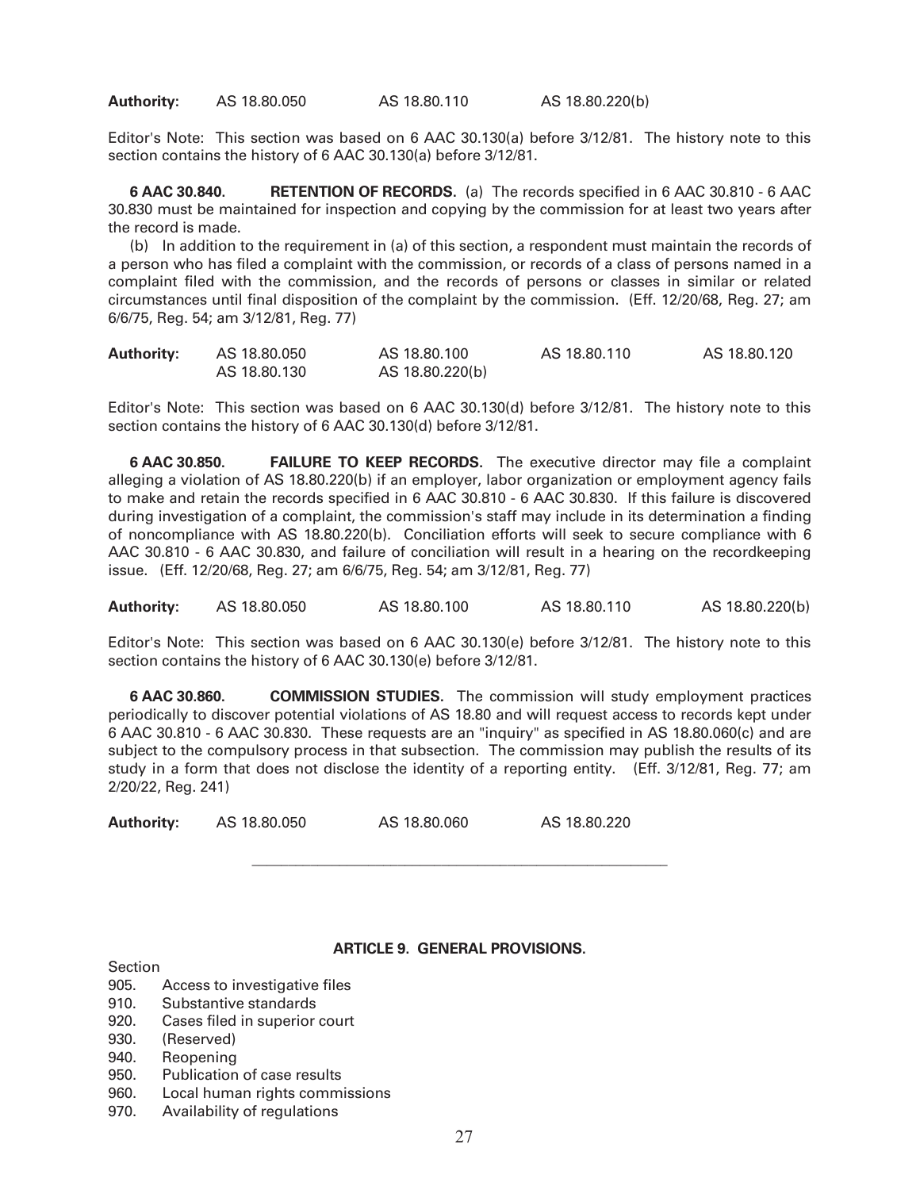**Authority:** AS 18.80.050 AS 18.80.110 AS 18.80.220(b)

Editor's Note: This section was based on 6 AAC 30.130(a) before 3/12/81. The history note to this section contains the history of 6 AAC 30.130(a) before 3/12/81.

**6 AAC 30.840. RETENTION OF RECORDS.** (a) The records specified in 6 AAC 30.810 - 6 AAC 30.830 must be maintained for inspection and copying by the commission for at least two years after the record is made.

(b) In addition to the requirement in (a) of this section, a respondent must maintain the records of a person who has filed a complaint with the commission, or records of a class of persons named in a complaint filed with the commission, and the records of persons or classes in similar or related circumstances until final disposition of the complaint by the commission. (Eff. 12/20/68, Reg. 27; am 6/6/75, Reg. 54; am 3/12/81, Reg. 77)

**Authority:** AS 18.80.050 AS 18.80.100 AS 18.80.110 AS 18.80.120 AS 18.80.130 AS 18.80.220(b)

Editor's Note: This section was based on 6 AAC 30.130(d) before 3/12/81. The history note to this section contains the history of 6 AAC 30.130(d) before 3/12/81.

**6 AAC 30.850. FAILURE TO KEEP RECORDS.** The executive director may file a complaint alleging a violation of AS 18.80.220(b) if an employer, labor organization or employment agency fails to make and retain the records specified in 6 AAC 30.810 - 6 AAC 30.830. If this failure is discovered during investigation of a complaint, the commission's staff may include in its determination a finding of noncompliance with AS 18.80.220(b). Conciliation efforts will seek to secure compliance with 6 AAC 30.810 - 6 AAC 30.830, and failure of conciliation will result in a hearing on the recordkeeping issue. (Eff. 12/20/68, Reg. 27; am 6/6/75, Reg. 54; am 3/12/81, Reg. 77)

**Authority:** AS 18.80.050 AS 18.80.100 AS 18.80.110 AS 18.80.220(b)

Editor's Note: This section was based on 6 AAC 30.130(e) before 3/12/81. The history note to this section contains the history of 6 AAC 30.130(e) before 3/12/81.

**6 AAC 30.860. COMMISSION STUDIES.** The commission will study employment practices periodically to discover potential violations of AS 18.80 and will request access to records kept under 6 AAC 30.810 - 6 AAC 30.830. These requests are an "inquiry" as specified in AS 18.80.060(c) and are subject to the compulsory process in that subsection. The commission may publish the results of its study in a form that does not disclose the identity of a reporting entity. (Eff. 3/12/81, Reg. 77; am 2/20/22, Reg. 241)

**Authority:** AS 18.80.050 AS 18.80.060 AS 18.80.220

---

## ARTICLE 9. GENERAL PROVISIONS.

Section
- 905. Access to investigative files
- 910. Substantive standards
- 920. Cases filed in superior court
- 930. (Reserved)
- 940. Reopening
- 950. Publication of case results
- 960. Local human rights commissions
- 970. Availability of regulations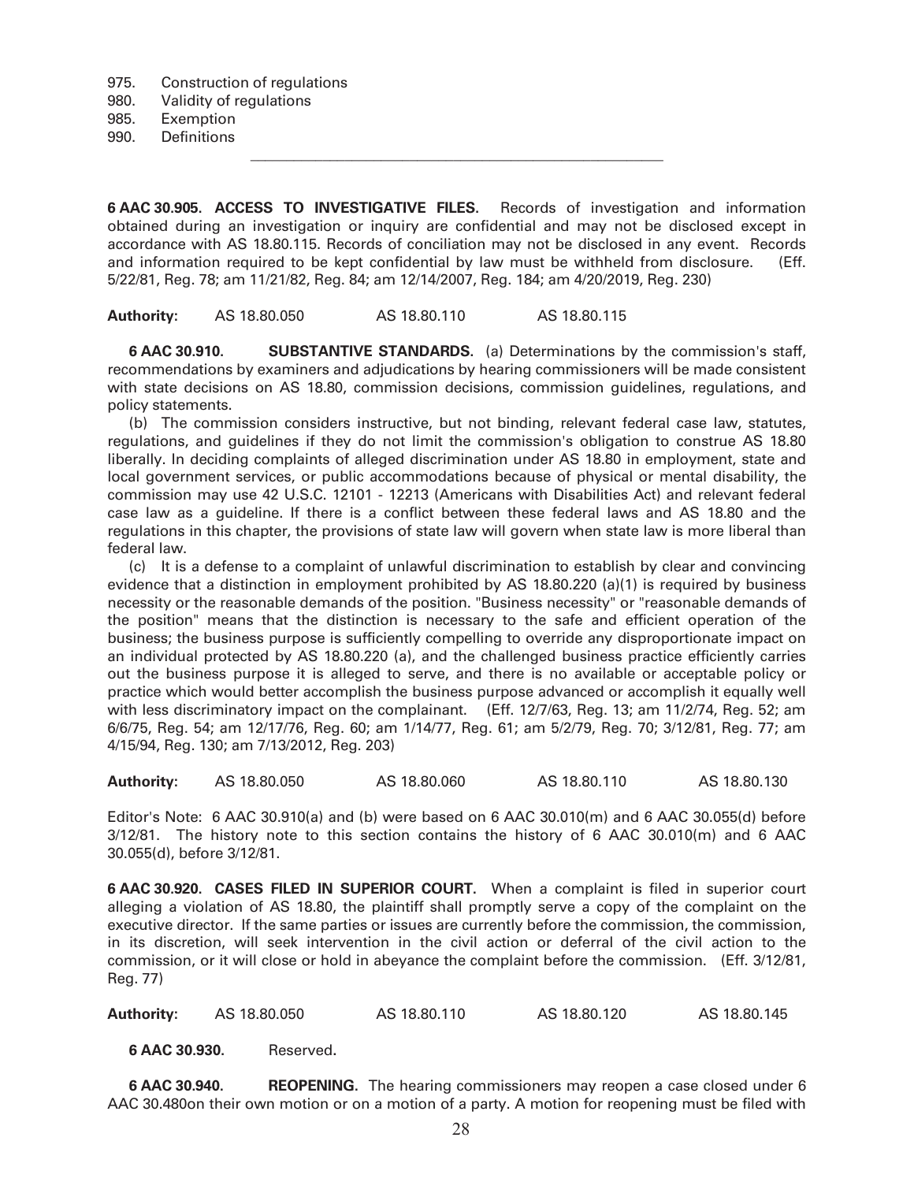975. Construction of regulations
980. Validity of regulations
985. Exemption
990. Definitions

---

**6 AAC 30.905. ACCESS TO INVESTIGATIVE FILES.** Records of investigation and information obtained during an investigation or inquiry are confidential and may not be disclosed except in accordance with AS 18.80.115. Records of conciliation may not be disclosed in any event. Records and information required to be kept confidential by law must be withheld from disclosure. (Eff. 5/22/81, Reg. 78; am 11/21/82, Reg. 84; am 12/14/2007, Reg. 184; am 4/20/2019, Reg. 230)

**Authority:** AS 18.80.050 AS 18.80.110 AS 18.80.115

**6 AAC 30.910. SUBSTANTIVE STANDARDS.** (a) Determinations by the commission's staff, recommendations by examiners and adjudications by hearing commissioners will be made consistent with state decisions on AS 18.80, commission decisions, commission guidelines, regulations, and policy statements.

(b) The commission considers instructive, but not binding, relevant federal case law, statutes, regulations, and guidelines if they do not limit the commission's obligation to construe AS 18.80 liberally. In deciding complaints of alleged discrimination under AS 18.80 in employment, state and local government services, or public accommodations because of physical or mental disability, the commission may use 42 U.S.C. 12101 - 12213 (Americans with Disabilities Act) and relevant federal case law as a guideline. If there is a conflict between these federal laws and AS 18.80 and the regulations in this chapter, the provisions of state law will govern when state law is more liberal than federal law.

(c) It is a defense to a complaint of unlawful discrimination to establish by clear and convincing evidence that a distinction in employment prohibited by AS 18.80.220 (a)(1) is required by business necessity or the reasonable demands of the position. "Business necessity" or "reasonable demands of the position" means that the distinction is necessary to the safe and efficient operation of the business; the business purpose is sufficiently compelling to override any disproportionate impact on an individual protected by AS 18.80.220 (a), and the challenged business practice efficiently carries out the business purpose it is alleged to serve, and there is no available or acceptable policy or practice which would better accomplish the business purpose advanced or accomplish it equally well with less discriminatory impact on the complainant. (Eff. 12/7/63, Reg. 13; am 11/2/74, Reg. 52; am 6/6/75, Reg. 54; am 12/17/76, Reg. 60; am 1/14/77, Reg. 61; am 5/2/79, Reg. 70; 3/12/81, Reg. 77; am 4/15/94, Reg. 130; am 7/13/2012, Reg. 203)

**Authority:** AS 18.80.050 AS 18.80.060 AS 18.80.110 AS 18.80.130

Editor's Note: 6 AAC 30.910(a) and (b) were based on 6 AAC 30.010(m) and 6 AAC 30.055(d) before 3/12/81. The history note to this section contains the history of 6 AAC 30.010(m) and 6 AAC 30.055(d), before 3/12/81.

**6 AAC 30.920. CASES FILED IN SUPERIOR COURT.** When a complaint is filed in superior court alleging a violation of AS 18.80, the plaintiff shall promptly serve a copy of the complaint on the executive director. If the same parties or issues are currently before the commission, the commission, in its discretion, will seek intervention in the civil action or deferral of the civil action to the commission, or it will close or hold in abeyance the complaint before the commission. (Eff. 3/12/81, Reg. 77)

**Authority:** AS 18.80.050 AS 18.80.110 AS 18.80.120 AS 18.80.145

**6 AAC 30.930.** Reserved.

**6 AAC 30.940. REOPENING.** The hearing commissioners may reopen a case closed under 6 AAC 30.480on their own motion or on a motion of a party. A motion for reopening must be filed with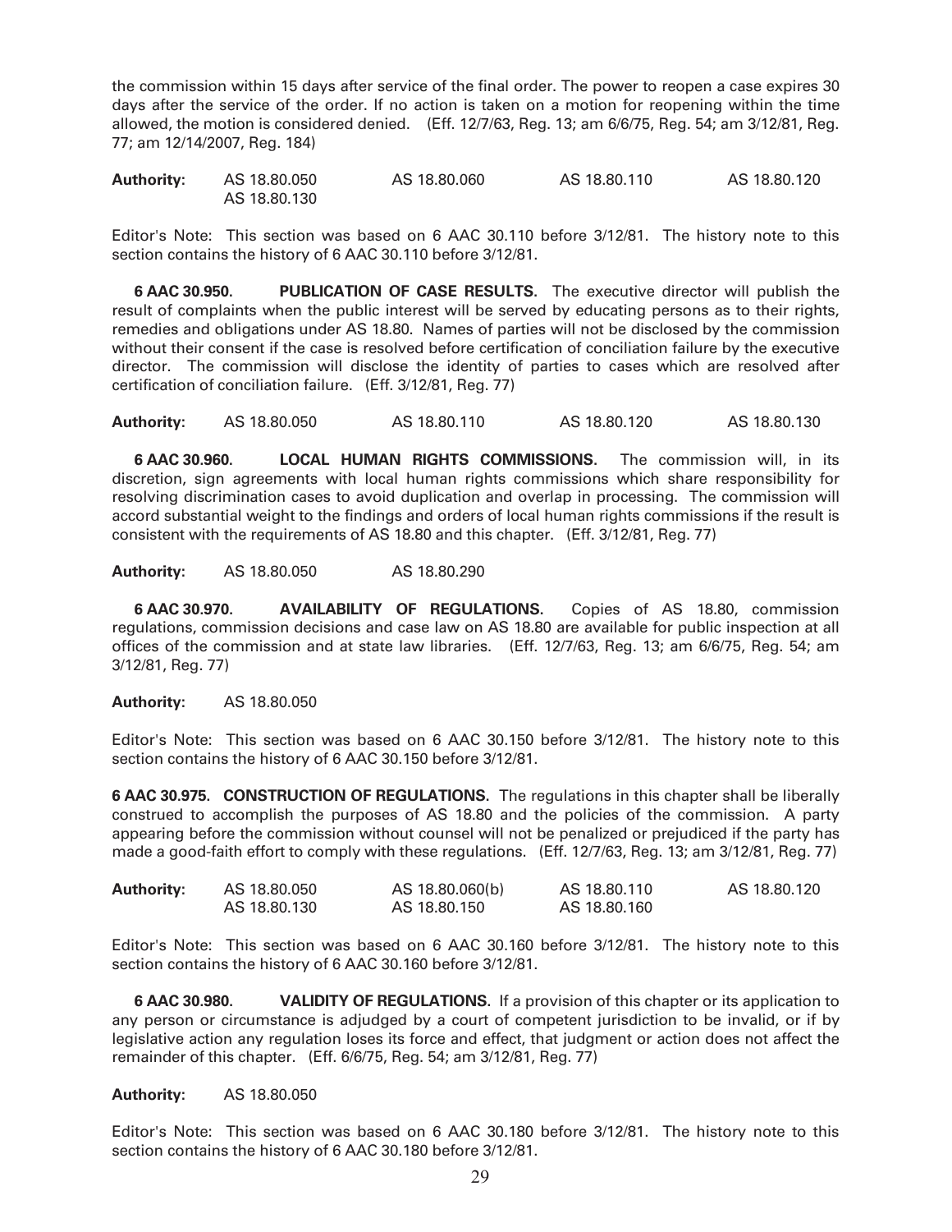the commission within 15 days after service of the final order. The power to reopen a case expires 30 days after the service of the order. If no action is taken on a motion for reopening within the time allowed, the motion is considered denied. (Eff. 12/7/63, Reg. 13; am 6/6/75, Reg. 54; am 3/12/81, Reg. 77; am 12/14/2007, Reg. 184)

**Authority:** AS 18.80.050 AS 18.80.060 AS 18.80.110 AS 18.80.120 AS 18.80.130

Editor's Note: This section was based on 6 AAC 30.110 before 3/12/81. The history note to this section contains the history of 6 AAC 30.110 before 3/12/81.

**6 AAC 30.950. PUBLICATION OF CASE RESULTS.** The executive director will publish the result of complaints when the public interest will be served by educating persons as to their rights, remedies and obligations under AS 18.80. Names of parties will not be disclosed by the commission without their consent if the case is resolved before certification of conciliation failure by the executive director. The commission will disclose the identity of parties to cases which are resolved after certification of conciliation failure. (Eff. 3/12/81, Reg. 77)

**Authority:** AS 18.80.050 AS 18.80.110 AS 18.80.120 AS 18.80.130

**6 AAC 30.960. LOCAL HUMAN RIGHTS COMMISSIONS.** The commission will, in its discretion, sign agreements with local human rights commissions which share responsibility for resolving discrimination cases to avoid duplication and overlap in processing. The commission will accord substantial weight to the findings and orders of local human rights commissions if the result is consistent with the requirements of AS 18.80 and this chapter. (Eff. 3/12/81, Reg. 77)

**Authority:** AS 18.80.050 AS 18.80.290

**6 AAC 30.970. AVAILABILITY OF REGULATIONS.** Copies of AS 18.80, commission regulations, commission decisions and case law on AS 18.80 are available for public inspection at all offices of the commission and at state law libraries. (Eff. 12/7/63, Reg. 13; am 6/6/75, Reg. 54; am 3/12/81, Reg. 77)

**Authority:** AS 18.80.050

Editor's Note: This section was based on 6 AAC 30.150 before 3/12/81. The history note to this section contains the history of 6 AAC 30.150 before 3/12/81.

**6 AAC 30.975. CONSTRUCTION OF REGULATIONS.** The regulations in this chapter shall be liberally construed to accomplish the purposes of AS 18.80 and the policies of the commission. A party appearing before the commission without counsel will not be penalized or prejudiced if the party has made a good-faith effort to comply with these regulations. (Eff. 12/7/63, Reg. 13; am 3/12/81, Reg. 77)

**Authority:** AS 18.80.050 AS 18.80.060(b) AS 18.80.110 AS 18.80.120 AS 18.80.130 AS 18.80.150 AS 18.80.160

Editor's Note: This section was based on 6 AAC 30.160 before 3/12/81. The history note to this section contains the history of 6 AAC 30.160 before 3/12/81.

**6 AAC 30.980. VALIDITY OF REGULATIONS.** If a provision of this chapter or its application to any person or circumstance is adjudged by a court of competent jurisdiction to be invalid, or if by legislative action any regulation loses its force and effect, that judgment or action does not affect the remainder of this chapter. (Eff. 6/6/75, Reg. 54; am 3/12/81, Reg. 77)

**Authority:** AS 18.80.050

Editor's Note: This section was based on 6 AAC 30.180 before 3/12/81. The history note to this section contains the history of 6 AAC 30.180 before 3/12/81.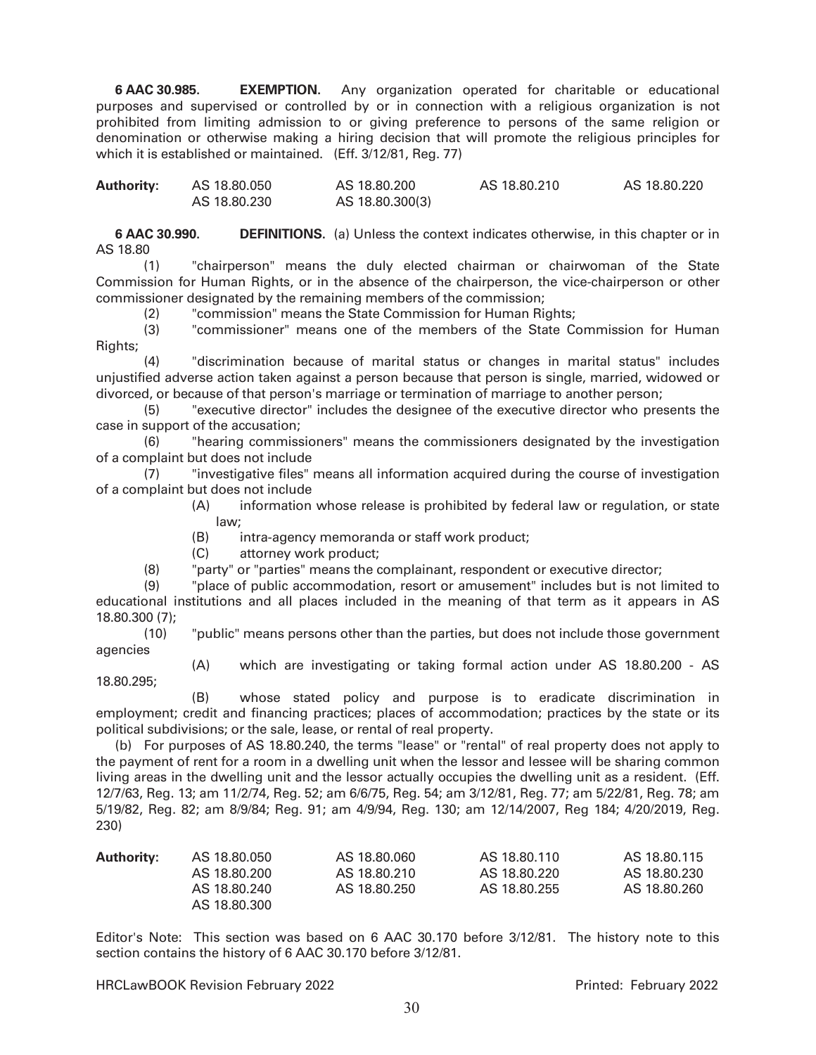**6 AAC 30.985. EXEMPTION.** Any organization operated for charitable or educational purposes and supervised or controlled by or in connection with a religious organization is not prohibited from limiting admission to or giving preference to persons of the same religion or denomination or otherwise making a hiring decision that will promote the religious principles for which it is established or maintained. (Eff. 3/12/81, Reg. 77)

| | | | | |
|---|---|---|---|---|
| **Authority:** | AS 18.80.050 | AS 18.80.200 | AS 18.80.210 | AS 18.80.220 |
| | AS 18.80.230 | AS 18.80.300(3) | | |

**6 AAC 30.990. DEFINITIONS.** (a) Unless the context indicates otherwise, in this chapter or in AS 18.80

(1) "chairperson" means the duly elected chairman or chairwoman of the State Commission for Human Rights, or in the absence of the chairperson, the vice-chairperson or other commissioner designated by the remaining members of the commission;

(2) "commission" means the State Commission for Human Rights;

(3) "commissioner" means one of the members of the State Commission for Human Rights;

(4) "discrimination because of marital status or changes in marital status" includes unjustified adverse action taken against a person because that person is single, married, widowed or divorced, or because of that person's marriage or termination of marriage to another person;

(5) "executive director" includes the designee of the executive director who presents the case in support of the accusation;

(6) "hearing commissioners" means the commissioners designated by the investigation of a complaint but does not include

(7) "investigative files" means all information acquired during the course of investigation of a complaint but does not include

(A) information whose release is prohibited by federal law or regulation, or state law;

(B) intra-agency memoranda or staff work product;

(C) attorney work product;

(8) "party" or "parties" means the complainant, respondent or executive director;

(9) "place of public accommodation, resort or amusement" includes but is not limited to educational institutions and all places included in the meaning of that term as it appears in AS 18.80.300 (7);

(10) "public" means persons other than the parties, but does not include those government agencies

(A) which are investigating or taking formal action under AS 18.80.200 - AS 18.80.295;

(B) whose stated policy and purpose is to eradicate discrimination in employment; credit and financing practices; places of accommodation; practices by the state or its political subdivisions; or the sale, lease, or rental of real property.

(b) For purposes of AS 18.80.240, the terms "lease" or "rental" of real property does not apply to the payment of rent for a room in a dwelling unit when the lessor and lessee will be sharing common living areas in the dwelling unit and the lessor actually occupies the dwelling unit as a resident. (Eff. 12/7/63, Reg. 13; am 11/2/74, Reg. 52; am 6/6/75, Reg. 54; am 3/12/81, Reg. 77; am 5/22/81, Reg. 78; am 5/19/82, Reg. 82; am 8/9/84; Reg. 91; am 4/9/94, Reg. 130; am 12/14/2007, Reg 184; 4/20/2019, Reg. 230)

| | | | | |
|---|---|---|---|---|
| **Authority:** | AS 18.80.050 | AS 18.80.060 | AS 18.80.110 | AS 18.80.115 |
| | AS 18.80.200 | AS 18.80.210 | AS 18.80.220 | AS 18.80.230 |
| | AS 18.80.240 | AS 18.80.250 | AS 18.80.255 | AS 18.80.260 |
| | AS 18.80.300 | | | |

Editor's Note: This section was based on 6 AAC 30.170 before 3/12/81. The history note to this section contains the history of 6 AAC 30.170 before 3/12/81.